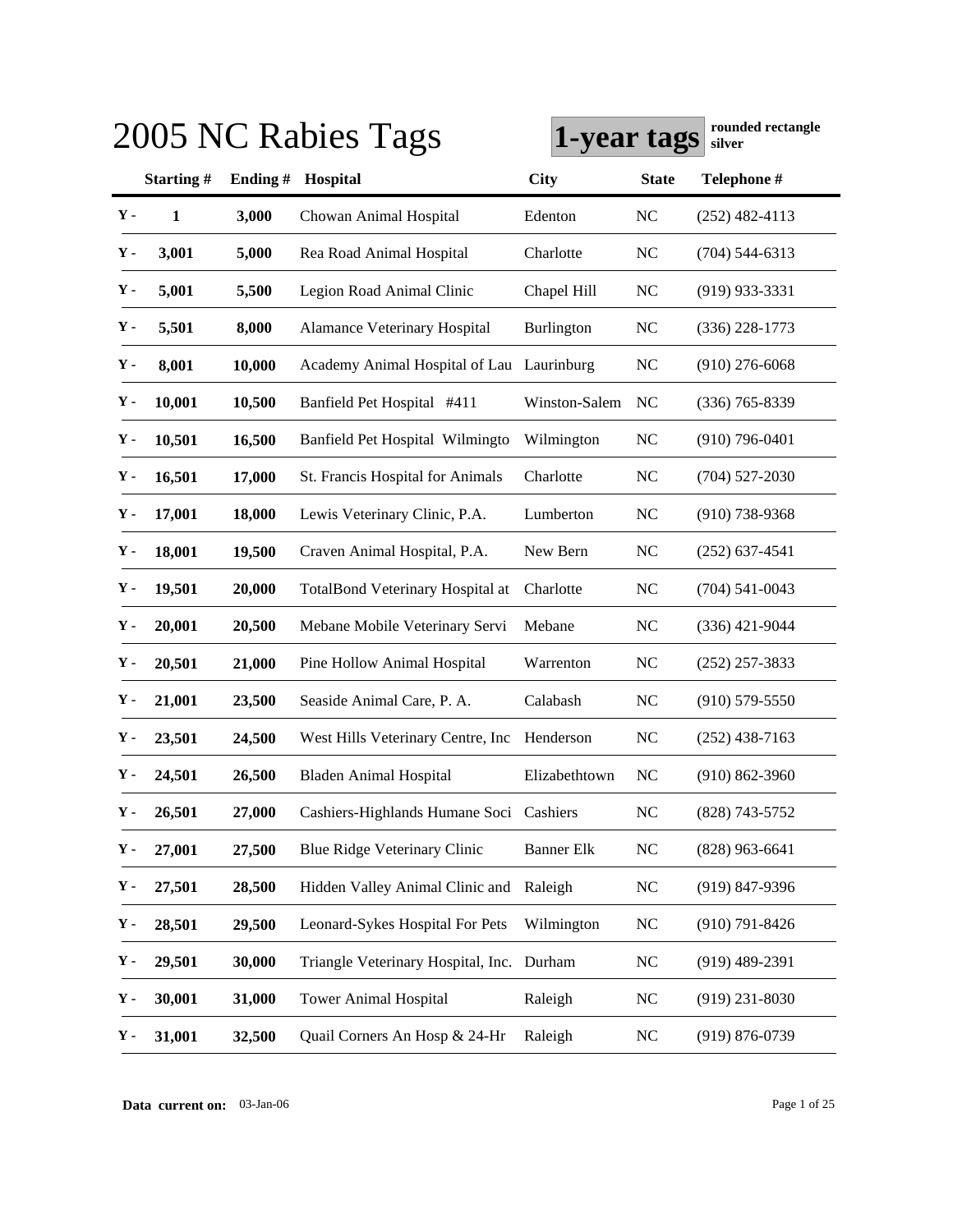# 2005 NC Rabies Tags

**1-year tags** **rounded rectangle silver**

| | Starting # | Ending # | Hospital | City | State | Telephone # |
|---|---|---|---|---|---|---|
| Y - | 1 | 3,000 | Chowan Animal Hospital | Edenton | NC | (252) 482-4113 |
| Y - | 3,001 | 5,000 | Rea Road Animal Hospital | Charlotte | NC | (704) 544-6313 |
| Y - | 5,001 | 5,500 | Legion Road Animal Clinic | Chapel Hill | NC | (919) 933-3331 |
| Y - | 5,501 | 8,000 | Alamance Veterinary Hospital | Burlington | NC | (336) 228-1773 |
| Y - | 8,001 | 10,000 | Academy Animal Hospital of Lau | Laurinburg | NC | (910) 276-6068 |
| Y - | 10,001 | 10,500 | Banfield Pet Hospital #411 | Winston-Salem | NC | (336) 765-8339 |
| Y - | 10,501 | 16,500 | Banfield Pet Hospital Wilmingto | Wilmington | NC | (910) 796-0401 |
| Y - | 16,501 | 17,000 | St. Francis Hospital for Animals | Charlotte | NC | (704) 527-2030 |
| Y - | 17,001 | 18,000 | Lewis Veterinary Clinic, P.A. | Lumberton | NC | (910) 738-9368 |
| Y - | 18,001 | 19,500 | Craven Animal Hospital, P.A. | New Bern | NC | (252) 637-4541 |
| Y - | 19,501 | 20,000 | TotalBond Veterinary Hospital at | Charlotte | NC | (704) 541-0043 |
| Y - | 20,001 | 20,500 | Mebane Mobile Veterinary Servi | Mebane | NC | (336) 421-9044 |
| Y - | 20,501 | 21,000 | Pine Hollow Animal Hospital | Warrenton | NC | (252) 257-3833 |
| Y - | 21,001 | 23,500 | Seaside Animal Care, P. A. | Calabash | NC | (910) 579-5550 |
| Y - | 23,501 | 24,500 | West Hills Veterinary Centre, Inc | Henderson | NC | (252) 438-7163 |
| Y - | 24,501 | 26,500 | Bladen Animal Hospital | Elizabethtown | NC | (910) 862-3960 |
| Y - | 26,501 | 27,000 | Cashiers-Highlands Humane Soci | Cashiers | NC | (828) 743-5752 |
| Y - | 27,001 | 27,500 | Blue Ridge Veterinary Clinic | Banner Elk | NC | (828) 963-6641 |
| Y - | 27,501 | 28,500 | Hidden Valley Animal Clinic and | Raleigh | NC | (919) 847-9396 |
| Y - | 28,501 | 29,500 | Leonard-Sykes Hospital For Pets | Wilmington | NC | (910) 791-8426 |
| Y - | 29,501 | 30,000 | Triangle Veterinary Hospital, Inc. | Durham | NC | (919) 489-2391 |
| Y - | 30,001 | 31,000 | Tower Animal Hospital | Raleigh | NC | (919) 231-8030 |
| Y - | 31,001 | 32,500 | Quail Corners An Hosp & 24-Hr | Raleigh | NC | (919) 876-0739 |

**Data current on:** 03-Jan-06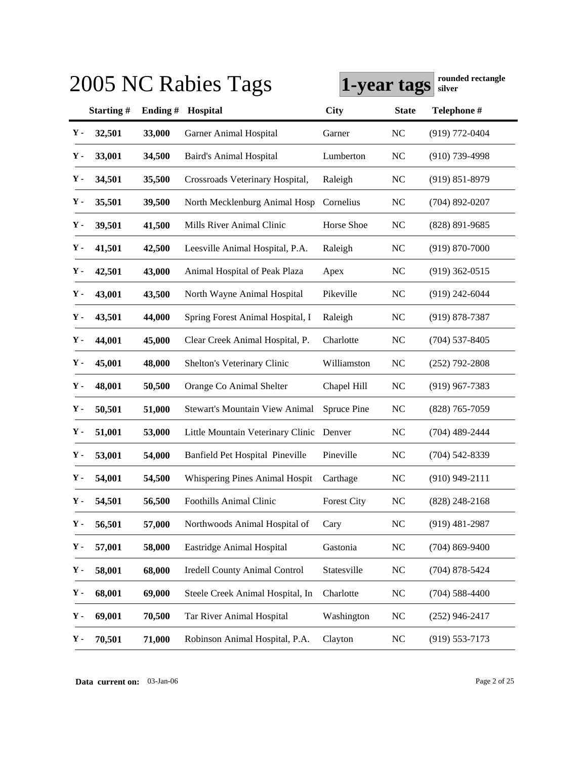# 2005 NC Rabies Tags

**1-year tags** **rounded rectangle silver**

| | Starting # | Ending # | Hospital | City | State | Telephone # |
|---|---|---|---|---|---|---|
| Y - | 32,501 | 33,000 | Garner Animal Hospital | Garner | NC | (919) 772-0404 |
| Y - | 33,001 | 34,500 | Baird's Animal Hospital | Lumberton | NC | (910) 739-4998 |
| Y - | 34,501 | 35,500 | Crossroads Veterinary Hospital, | Raleigh | NC | (919) 851-8979 |
| Y - | 35,501 | 39,500 | North Mecklenburg Animal Hosp | Cornelius | NC | (704) 892-0207 |
| Y - | 39,501 | 41,500 | Mills River Animal Clinic | Horse Shoe | NC | (828) 891-9685 |
| Y - | 41,501 | 42,500 | Leesville Animal Hospital, P.A. | Raleigh | NC | (919) 870-7000 |
| Y - | 42,501 | 43,000 | Animal Hospital of Peak Plaza | Apex | NC | (919) 362-0515 |
| Y - | 43,001 | 43,500 | North Wayne Animal Hospital | Pikeville | NC | (919) 242-6044 |
| Y - | 43,501 | 44,000 | Spring Forest Animal Hospital, I | Raleigh | NC | (919) 878-7387 |
| Y - | 44,001 | 45,000 | Clear Creek Animal Hospital, P. | Charlotte | NC | (704) 537-8405 |
| Y - | 45,001 | 48,000 | Shelton's Veterinary Clinic | Williamston | NC | (252) 792-2808 |
| Y - | 48,001 | 50,500 | Orange Co Animal Shelter | Chapel Hill | NC | (919) 967-7383 |
| Y - | 50,501 | 51,000 | Stewart's Mountain View Animal | Spruce Pine | NC | (828) 765-7059 |
| Y - | 51,001 | 53,000 | Little Mountain Veterinary Clinic | Denver | NC | (704) 489-2444 |
| Y - | 53,001 | 54,000 | Banfield Pet Hospital Pineville | Pineville | NC | (704) 542-8339 |
| Y - | 54,001 | 54,500 | Whispering Pines Animal Hospit | Carthage | NC | (910) 949-2111 |
| Y - | 54,501 | 56,500 | Foothills Animal Clinic | Forest City | NC | (828) 248-2168 |
| Y - | 56,501 | 57,000 | Northwoods Animal Hospital of | Cary | NC | (919) 481-2987 |
| Y - | 57,001 | 58,000 | Eastridge Animal Hospital | Gastonia | NC | (704) 869-9400 |
| Y - | 58,001 | 68,000 | Iredell County Animal Control | Statesville | NC | (704) 878-5424 |
| Y - | 68,001 | 69,000 | Steele Creek Animal Hospital, In | Charlotte | NC | (704) 588-4400 |
| Y - | 69,001 | 70,500 | Tar River Animal Hospital | Washington | NC | (252) 946-2417 |
| Y - | 70,501 | 71,000 | Robinson Animal Hospital, P.A. | Clayton | NC | (919) 553-7173 |

**Data current on:** 03-Jan-06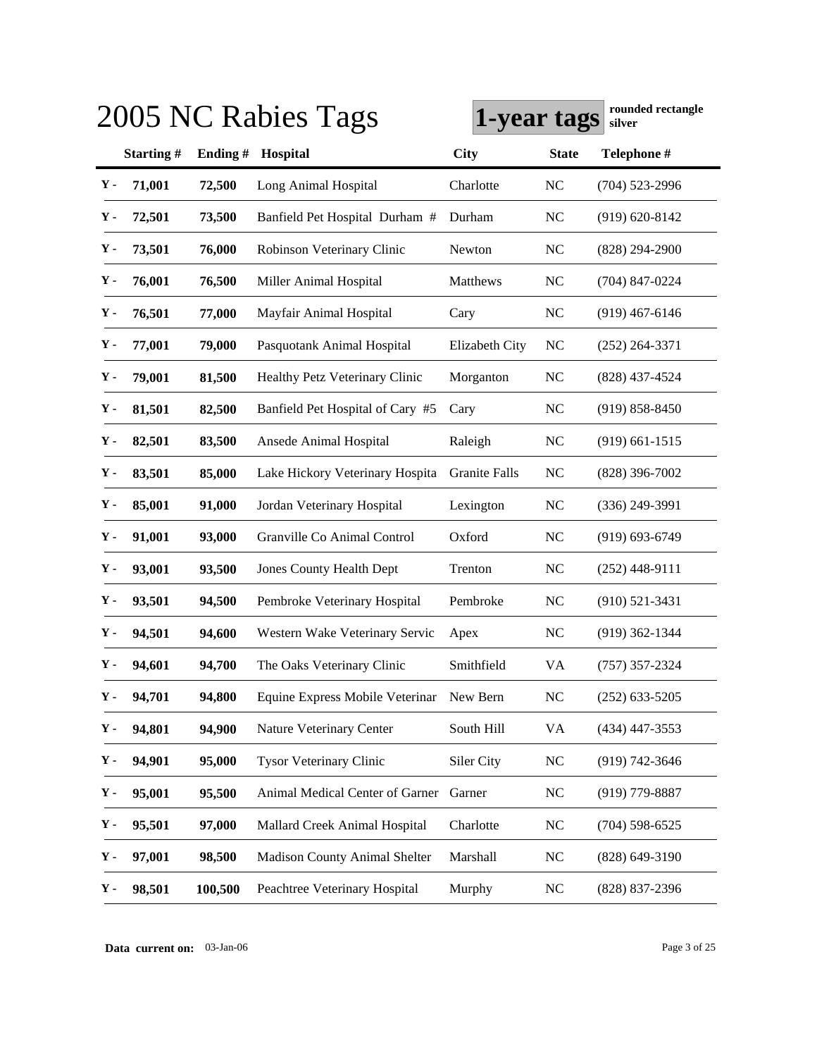# 2005 NC Rabies Tags

**1-year tags** **rounded rectangle silver**

| | Starting # | Ending # | Hospital | City | State | Telephone # |
|---|---|---|---|---|---|---|
| Y - | 71,001 | 72,500 | Long Animal Hospital | Charlotte | NC | (704) 523-2996 |
| Y - | 72,501 | 73,500 | Banfield Pet Hospital Durham # | Durham | NC | (919) 620-8142 |
| Y - | 73,501 | 76,000 | Robinson Veterinary Clinic | Newton | NC | (828) 294-2900 |
| Y - | 76,001 | 76,500 | Miller Animal Hospital | Matthews | NC | (704) 847-0224 |
| Y - | 76,501 | 77,000 | Mayfair Animal Hospital | Cary | NC | (919) 467-6146 |
| Y - | 77,001 | 79,000 | Pasquotank Animal Hospital | Elizabeth City | NC | (252) 264-3371 |
| Y - | 79,001 | 81,500 | Healthy Petz Veterinary Clinic | Morganton | NC | (828) 437-4524 |
| Y - | 81,501 | 82,500 | Banfield Pet Hospital of Cary #5 | Cary | NC | (919) 858-8450 |
| Y - | 82,501 | 83,500 | Ansede Animal Hospital | Raleigh | NC | (919) 661-1515 |
| Y - | 83,501 | 85,000 | Lake Hickory Veterinary Hospita | Granite Falls | NC | (828) 396-7002 |
| Y - | 85,001 | 91,000 | Jordan Veterinary Hospital | Lexington | NC | (336) 249-3991 |
| Y - | 91,001 | 93,000 | Granville Co Animal Control | Oxford | NC | (919) 693-6749 |
| Y - | 93,001 | 93,500 | Jones County Health Dept | Trenton | NC | (252) 448-9111 |
| Y - | 93,501 | 94,500 | Pembroke Veterinary Hospital | Pembroke | NC | (910) 521-3431 |
| Y - | 94,501 | 94,600 | Western Wake Veterinary Servic | Apex | NC | (919) 362-1344 |
| Y - | 94,601 | 94,700 | The Oaks Veterinary Clinic | Smithfield | VA | (757) 357-2324 |
| Y - | 94,701 | 94,800 | Equine Express Mobile Veterinar | New Bern | NC | (252) 633-5205 |
| Y - | 94,801 | 94,900 | Nature Veterinary Center | South Hill | VA | (434) 447-3553 |
| Y - | 94,901 | 95,000 | Tysor Veterinary Clinic | Siler City | NC | (919) 742-3646 |
| Y - | 95,001 | 95,500 | Animal Medical Center of Garner | Garner | NC | (919) 779-8887 |
| Y - | 95,501 | 97,000 | Mallard Creek Animal Hospital | Charlotte | NC | (704) 598-6525 |
| Y - | 97,001 | 98,500 | Madison County Animal Shelter | Marshall | NC | (828) 649-3190 |
| Y - | 98,501 | 100,500 | Peachtree Veterinary Hospital | Murphy | NC | (828) 837-2396 |

**Data current on:** 03-Jan-06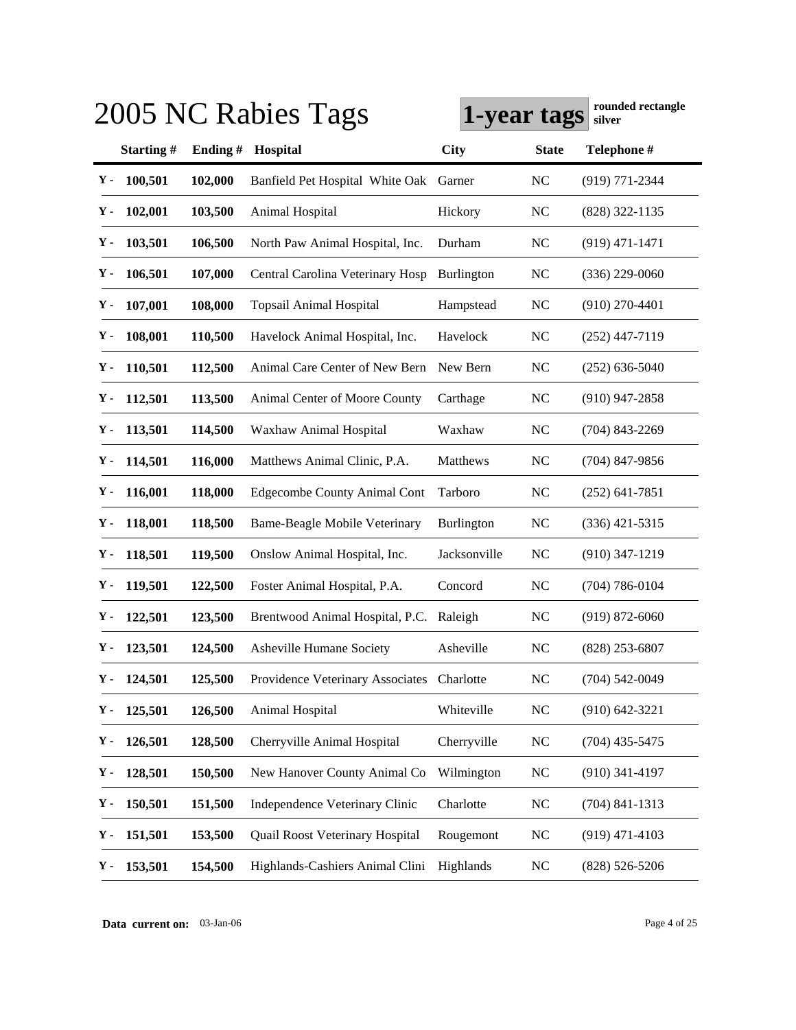# 2005 NC Rabies Tags

**1-year tags** **rounded rectangle silver**

| | Starting # | Ending # | Hospital | City | State | Telephone # |
|---|---|---|---|---|---|---|
| Y - | 100,501 | 102,000 | Banfield Pet Hospital White Oak | Garner | NC | (919) 771-2344 |
| Y - | 102,001 | 103,500 | Animal Hospital | Hickory | NC | (828) 322-1135 |
| Y - | 103,501 | 106,500 | North Paw Animal Hospital, Inc. | Durham | NC | (919) 471-1471 |
| Y - | 106,501 | 107,000 | Central Carolina Veterinary Hosp | Burlington | NC | (336) 229-0060 |
| Y - | 107,001 | 108,000 | Topsail Animal Hospital | Hampstead | NC | (910) 270-4401 |
| Y - | 108,001 | 110,500 | Havelock Animal Hospital, Inc. | Havelock | NC | (252) 447-7119 |
| Y - | 110,501 | 112,500 | Animal Care Center of New Bern | New Bern | NC | (252) 636-5040 |
| Y - | 112,501 | 113,500 | Animal Center of Moore County | Carthage | NC | (910) 947-2858 |
| Y - | 113,501 | 114,500 | Waxhaw Animal Hospital | Waxhaw | NC | (704) 843-2269 |
| Y - | 114,501 | 116,000 | Matthews Animal Clinic, P.A. | Matthews | NC | (704) 847-9856 |
| Y - | 116,001 | 118,000 | Edgecombe County Animal Cont | Tarboro | NC | (252) 641-7851 |
| Y - | 118,001 | 118,500 | Bame-Beagle Mobile Veterinary | Burlington | NC | (336) 421-5315 |
| Y - | 118,501 | 119,500 | Onslow Animal Hospital, Inc. | Jacksonville | NC | (910) 347-1219 |
| Y - | 119,501 | 122,500 | Foster Animal Hospital, P.A. | Concord | NC | (704) 786-0104 |
| Y - | 122,501 | 123,500 | Brentwood Animal Hospital, P.C. | Raleigh | NC | (919) 872-6060 |
| Y - | 123,501 | 124,500 | Asheville Humane Society | Asheville | NC | (828) 253-6807 |
| Y - | 124,501 | 125,500 | Providence Veterinary Associates | Charlotte | NC | (704) 542-0049 |
| Y - | 125,501 | 126,500 | Animal Hospital | Whiteville | NC | (910) 642-3221 |
| Y - | 126,501 | 128,500 | Cherryville Animal Hospital | Cherryville | NC | (704) 435-5475 |
| Y - | 128,501 | 150,500 | New Hanover County Animal Co | Wilmington | NC | (910) 341-4197 |
| Y - | 150,501 | 151,500 | Independence Veterinary Clinic | Charlotte | NC | (704) 841-1313 |
| Y - | 151,501 | 153,500 | Quail Roost Veterinary Hospital | Rougemont | NC | (919) 471-4103 |
| Y - | 153,501 | 154,500 | Highlands-Cashiers Animal Clini | Highlands | NC | (828) 526-5206 |

**Data current on:** 03-Jan-06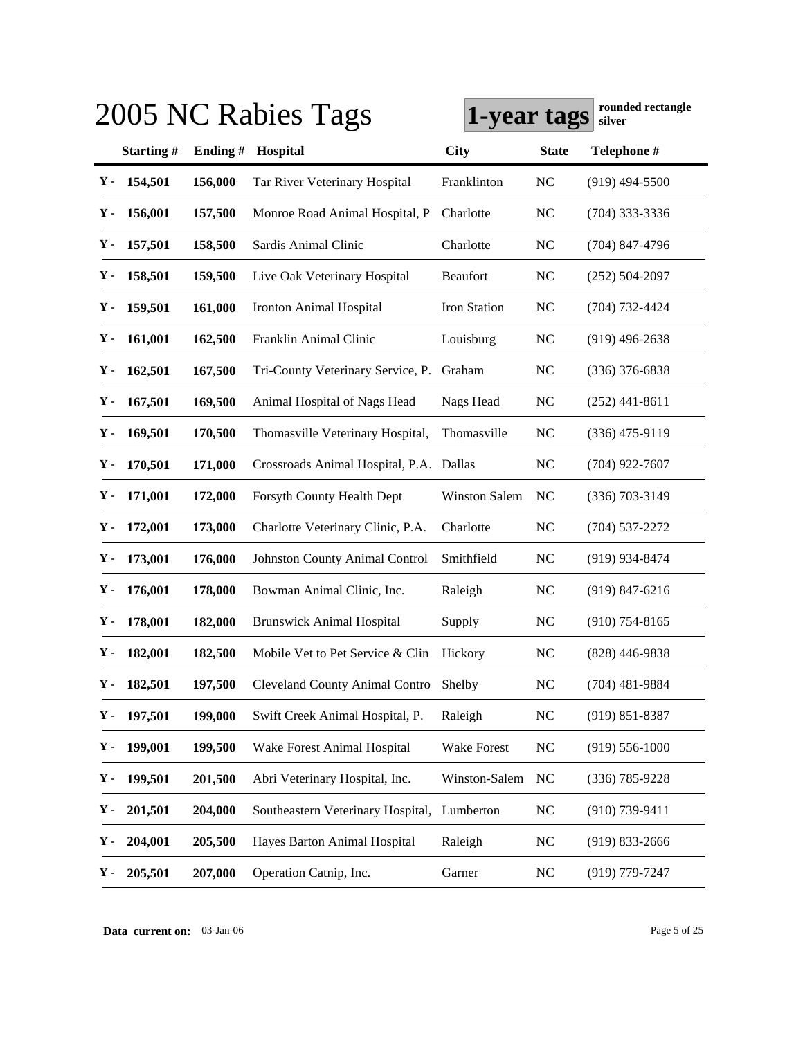# 2005 NC Rabies Tags

**1-year tags** **rounded rectangle silver**

| | Starting # | Ending # | Hospital | City | State | Telephone # |
|---|---|---|---|---|---|---|
| Y - | 154,501 | 156,000 | Tar River Veterinary Hospital | Franklinton | NC | (919) 494-5500 |
| Y - | 156,001 | 157,500 | Monroe Road Animal Hospital, P | Charlotte | NC | (704) 333-3336 |
| Y - | 157,501 | 158,500 | Sardis Animal Clinic | Charlotte | NC | (704) 847-4796 |
| Y - | 158,501 | 159,500 | Live Oak Veterinary Hospital | Beaufort | NC | (252) 504-2097 |
| Y - | 159,501 | 161,000 | Ironton Animal Hospital | Iron Station | NC | (704) 732-4424 |
| Y - | 161,001 | 162,500 | Franklin Animal Clinic | Louisburg | NC | (919) 496-2638 |
| Y - | 162,501 | 167,500 | Tri-County Veterinary Service, P. | Graham | NC | (336) 376-6838 |
| Y - | 167,501 | 169,500 | Animal Hospital of Nags Head | Nags Head | NC | (252) 441-8611 |
| Y - | 169,501 | 170,500 | Thomasville Veterinary Hospital, | Thomasville | NC | (336) 475-9119 |
| Y - | 170,501 | 171,000 | Crossroads Animal Hospital, P.A. | Dallas | NC | (704) 922-7607 |
| Y - | 171,001 | 172,000 | Forsyth County Health Dept | Winston Salem | NC | (336) 703-3149 |
| Y - | 172,001 | 173,000 | Charlotte Veterinary Clinic, P.A. | Charlotte | NC | (704) 537-2272 |
| Y - | 173,001 | 176,000 | Johnston County Animal Control | Smithfield | NC | (919) 934-8474 |
| Y - | 176,001 | 178,000 | Bowman Animal Clinic, Inc. | Raleigh | NC | (919) 847-6216 |
| Y - | 178,001 | 182,000 | Brunswick Animal Hospital | Supply | NC | (910) 754-8165 |
| Y - | 182,001 | 182,500 | Mobile Vet to Pet Service & Clin | Hickory | NC | (828) 446-9838 |
| Y - | 182,501 | 197,500 | Cleveland County Animal Contro | Shelby | NC | (704) 481-9884 |
| Y - | 197,501 | 199,000 | Swift Creek Animal Hospital, P. | Raleigh | NC | (919) 851-8387 |
| Y - | 199,001 | 199,500 | Wake Forest Animal Hospital | Wake Forest | NC | (919) 556-1000 |
| Y - | 199,501 | 201,500 | Abri Veterinary Hospital, Inc. | Winston-Salem | NC | (336) 785-9228 |
| Y - | 201,501 | 204,000 | Southeastern Veterinary Hospital, | Lumberton | NC | (910) 739-9411 |
| Y - | 204,001 | 205,500 | Hayes Barton Animal Hospital | Raleigh | NC | (919) 833-2666 |
| Y - | 205,501 | 207,000 | Operation Catnip, Inc. | Garner | NC | (919) 779-7247 |

**Data current on:** 03-Jan-06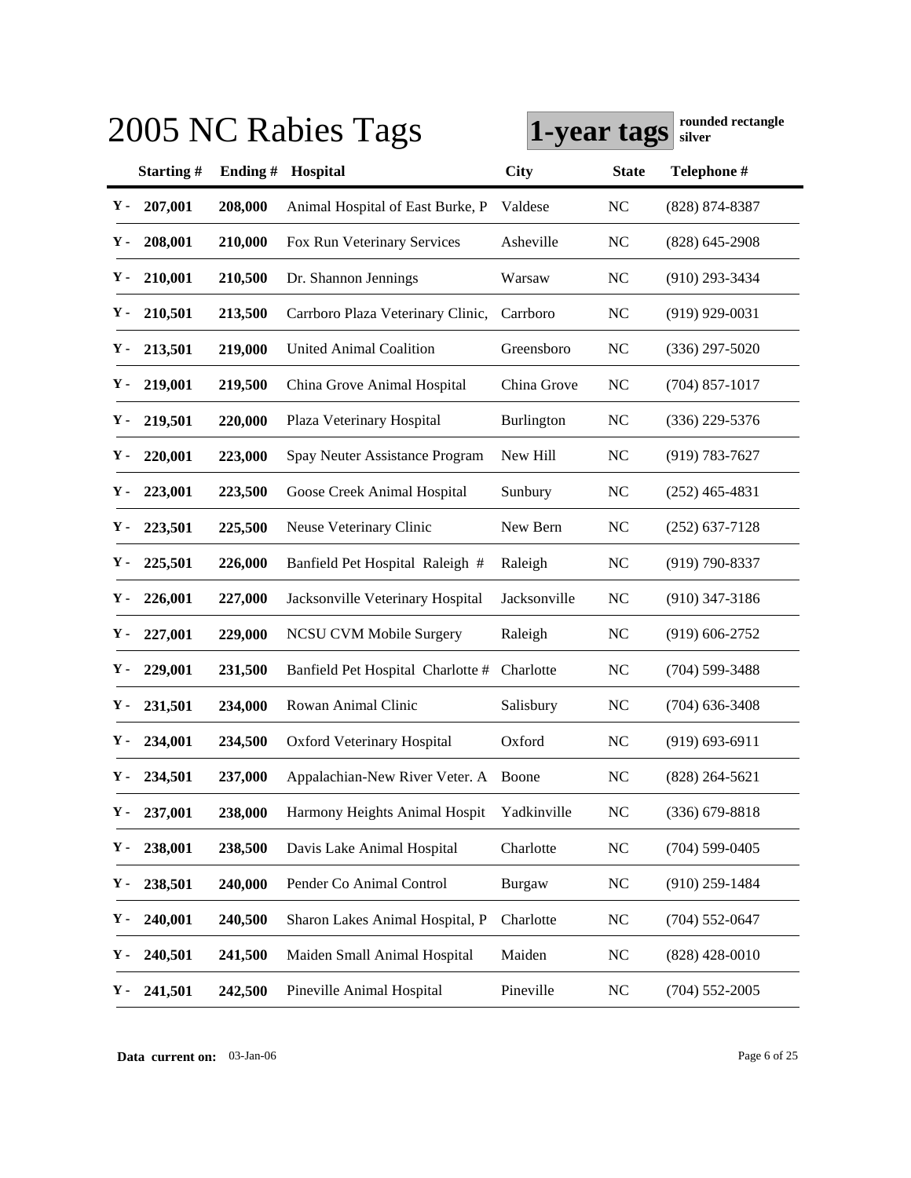# 2005 NC Rabies Tags

**1-year tags** **rounded rectangle silver**

| | Starting # | Ending # | Hospital | City | State | Telephone # |
|---|---|---|---|---|---|---|
| Y - | 207,001 | 208,000 | Animal Hospital of East Burke, P | Valdese | NC | (828) 874-8387 |
| Y - | 208,001 | 210,000 | Fox Run Veterinary Services | Asheville | NC | (828) 645-2908 |
| Y - | 210,001 | 210,500 | Dr. Shannon Jennings | Warsaw | NC | (910) 293-3434 |
| Y - | 210,501 | 213,500 | Carrboro Plaza Veterinary Clinic, | Carrboro | NC | (919) 929-0031 |
| Y - | 213,501 | 219,000 | United Animal Coalition | Greensboro | NC | (336) 297-5020 |
| Y - | 219,001 | 219,500 | China Grove Animal Hospital | China Grove | NC | (704) 857-1017 |
| Y - | 219,501 | 220,000 | Plaza Veterinary Hospital | Burlington | NC | (336) 229-5376 |
| Y - | 220,001 | 223,000 | Spay Neuter Assistance Program | New Hill | NC | (919) 783-7627 |
| Y - | 223,001 | 223,500 | Goose Creek Animal Hospital | Sunbury | NC | (252) 465-4831 |
| Y - | 223,501 | 225,500 | Neuse Veterinary Clinic | New Bern | NC | (252) 637-7128 |
| Y - | 225,501 | 226,000 | Banfield Pet Hospital Raleigh # | Raleigh | NC | (919) 790-8337 |
| Y - | 226,001 | 227,000 | Jacksonville Veterinary Hospital | Jacksonville | NC | (910) 347-3186 |
| Y - | 227,001 | 229,000 | NCSU CVM Mobile Surgery | Raleigh | NC | (919) 606-2752 |
| Y - | 229,001 | 231,500 | Banfield Pet Hospital Charlotte # | Charlotte | NC | (704) 599-3488 |
| Y - | 231,501 | 234,000 | Rowan Animal Clinic | Salisbury | NC | (704) 636-3408 |
| Y - | 234,001 | 234,500 | Oxford Veterinary Hospital | Oxford | NC | (919) 693-6911 |
| Y - | 234,501 | 237,000 | Appalachian-New River Veter. A | Boone | NC | (828) 264-5621 |
| Y - | 237,001 | 238,000 | Harmony Heights Animal Hospit | Yadkinville | NC | (336) 679-8818 |
| Y - | 238,001 | 238,500 | Davis Lake Animal Hospital | Charlotte | NC | (704) 599-0405 |
| Y - | 238,501 | 240,000 | Pender Co Animal Control | Burgaw | NC | (910) 259-1484 |
| Y - | 240,001 | 240,500 | Sharon Lakes Animal Hospital, P | Charlotte | NC | (704) 552-0647 |
| Y - | 240,501 | 241,500 | Maiden Small Animal Hospital | Maiden | NC | (828) 428-0010 |
| Y - | 241,501 | 242,500 | Pineville Animal Hospital | Pineville | NC | (704) 552-2005 |

**Data current on:** 03-Jan-06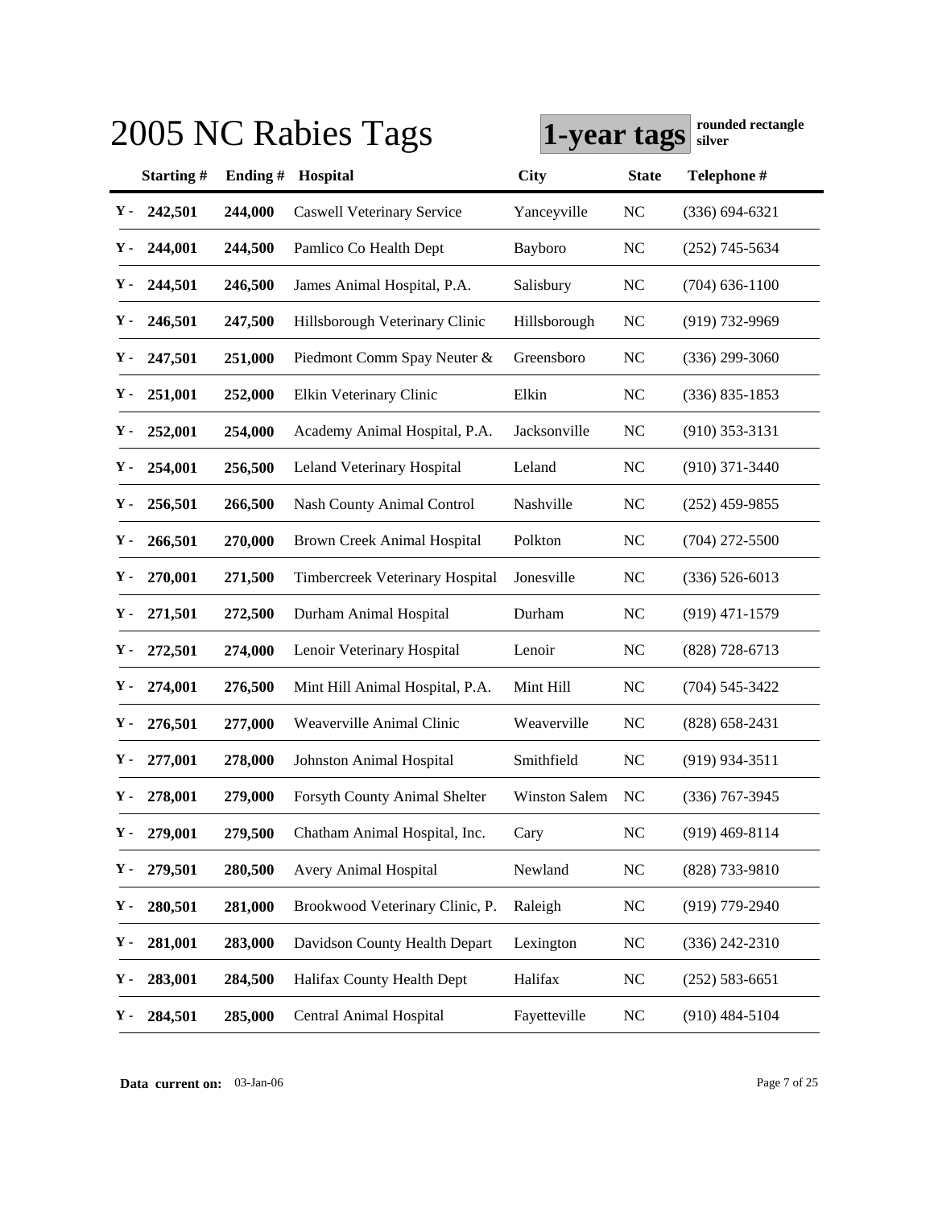# 2005 NC Rabies Tags

**1-year tags** **rounded rectangle silver**

| | Starting # | Ending # | Hospital | City | State | Telephone # |
|---|---|---|---|---|---|---|
| Y - | 242,501 | 244,000 | Caswell Veterinary Service | Yanceyville | NC | (336) 694-6321 |
| Y - | 244,001 | 244,500 | Pamlico Co Health Dept | Bayboro | NC | (252) 745-5634 |
| Y - | 244,501 | 246,500 | James Animal Hospital, P.A. | Salisbury | NC | (704) 636-1100 |
| Y - | 246,501 | 247,500 | Hillsborough Veterinary Clinic | Hillsborough | NC | (919) 732-9969 |
| Y - | 247,501 | 251,000 | Piedmont Comm Spay Neuter & | Greensboro | NC | (336) 299-3060 |
| Y - | 251,001 | 252,000 | Elkin Veterinary Clinic | Elkin | NC | (336) 835-1853 |
| Y - | 252,001 | 254,000 | Academy Animal Hospital, P.A. | Jacksonville | NC | (910) 353-3131 |
| Y - | 254,001 | 256,500 | Leland Veterinary Hospital | Leland | NC | (910) 371-3440 |
| Y - | 256,501 | 266,500 | Nash County Animal Control | Nashville | NC | (252) 459-9855 |
| Y - | 266,501 | 270,000 | Brown Creek Animal Hospital | Polkton | NC | (704) 272-5500 |
| Y - | 270,001 | 271,500 | Timbercreek Veterinary Hospital | Jonesville | NC | (336) 526-6013 |
| Y - | 271,501 | 272,500 | Durham Animal Hospital | Durham | NC | (919) 471-1579 |
| Y - | 272,501 | 274,000 | Lenoir Veterinary Hospital | Lenoir | NC | (828) 728-6713 |
| Y - | 274,001 | 276,500 | Mint Hill Animal Hospital, P.A. | Mint Hill | NC | (704) 545-3422 |
| Y - | 276,501 | 277,000 | Weaverville Animal Clinic | Weaverville | NC | (828) 658-2431 |
| Y - | 277,001 | 278,000 | Johnston Animal Hospital | Smithfield | NC | (919) 934-3511 |
| Y - | 278,001 | 279,000 | Forsyth County Animal Shelter | Winston Salem | NC | (336) 767-3945 |
| Y - | 279,001 | 279,500 | Chatham Animal Hospital, Inc. | Cary | NC | (919) 469-8114 |
| Y - | 279,501 | 280,500 | Avery Animal Hospital | Newland | NC | (828) 733-9810 |
| Y - | 280,501 | 281,000 | Brookwood Veterinary Clinic, P. | Raleigh | NC | (919) 779-2940 |
| Y - | 281,001 | 283,000 | Davidson County Health Depart | Lexington | NC | (336) 242-2310 |
| Y - | 283,001 | 284,500 | Halifax County Health Dept | Halifax | NC | (252) 583-6651 |
| Y - | 284,501 | 285,000 | Central Animal Hospital | Fayetteville | NC | (910) 484-5104 |

**Data current on:** 03-Jan-06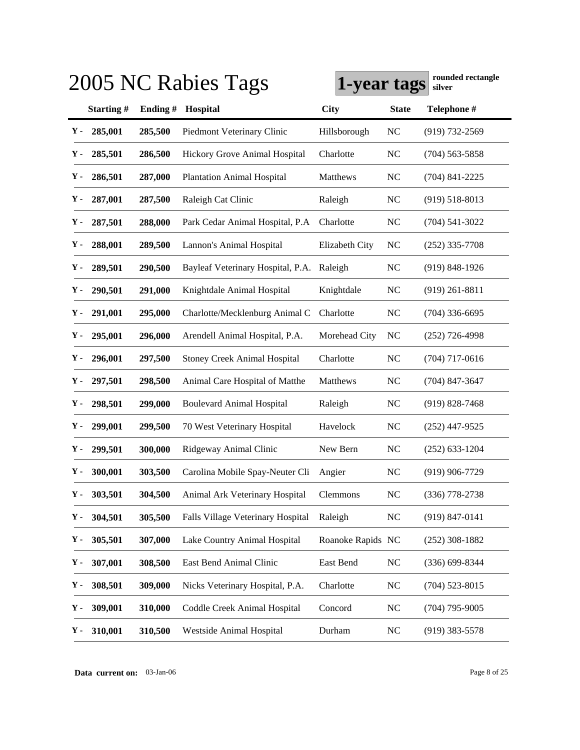# 2005 NC Rabies Tags

**1-year tags** **rounded rectangle silver**

| | Starting # | Ending # | Hospital | City | State | Telephone # |
|---|---|---|---|---|---|---|
| Y - | 285,001 | 285,500 | Piedmont Veterinary Clinic | Hillsborough | NC | (919) 732-2569 |
| Y - | 285,501 | 286,500 | Hickory Grove Animal Hospital | Charlotte | NC | (704) 563-5858 |
| Y - | 286,501 | 287,000 | Plantation Animal Hospital | Matthews | NC | (704) 841-2225 |
| Y - | 287,001 | 287,500 | Raleigh Cat Clinic | Raleigh | NC | (919) 518-8013 |
| Y - | 287,501 | 288,000 | Park Cedar Animal Hospital, P.A | Charlotte | NC | (704) 541-3022 |
| Y - | 288,001 | 289,500 | Lannon's Animal Hospital | Elizabeth City | NC | (252) 335-7708 |
| Y - | 289,501 | 290,500 | Bayleaf Veterinary Hospital, P.A. | Raleigh | NC | (919) 848-1926 |
| Y - | 290,501 | 291,000 | Knightdale Animal Hospital | Knightdale | NC | (919) 261-8811 |
| Y - | 291,001 | 295,000 | Charlotte/Mecklenburg Animal C | Charlotte | NC | (704) 336-6695 |
| Y - | 295,001 | 296,000 | Arendell Animal Hospital, P.A. | Morehead City | NC | (252) 726-4998 |
| Y - | 296,001 | 297,500 | Stoney Creek Animal Hospital | Charlotte | NC | (704) 717-0616 |
| Y - | 297,501 | 298,500 | Animal Care Hospital of Matthe | Matthews | NC | (704) 847-3647 |
| Y - | 298,501 | 299,000 | Boulevard Animal Hospital | Raleigh | NC | (919) 828-7468 |
| Y - | 299,001 | 299,500 | 70 West Veterinary Hospital | Havelock | NC | (252) 447-9525 |
| Y - | 299,501 | 300,000 | Ridgeway Animal Clinic | New Bern | NC | (252) 633-1204 |
| Y - | 300,001 | 303,500 | Carolina Mobile Spay-Neuter Cli | Angier | NC | (919) 906-7729 |
| Y - | 303,501 | 304,500 | Animal Ark Veterinary Hospital | Clemmons | NC | (336) 778-2738 |
| Y - | 304,501 | 305,500 | Falls Village Veterinary Hospital | Raleigh | NC | (919) 847-0141 |
| Y - | 305,501 | 307,000 | Lake Country Animal Hospital | Roanoke Rapids | NC | (252) 308-1882 |
| Y - | 307,001 | 308,500 | East Bend Animal Clinic | East Bend | NC | (336) 699-8344 |
| Y - | 308,501 | 309,000 | Nicks Veterinary Hospital, P.A. | Charlotte | NC | (704) 523-8015 |
| Y - | 309,001 | 310,000 | Coddle Creek Animal Hospital | Concord | NC | (704) 795-9005 |
| Y - | 310,001 | 310,500 | Westside Animal Hospital | Durham | NC | (919) 383-5578 |

**Data current on:** 03-Jan-06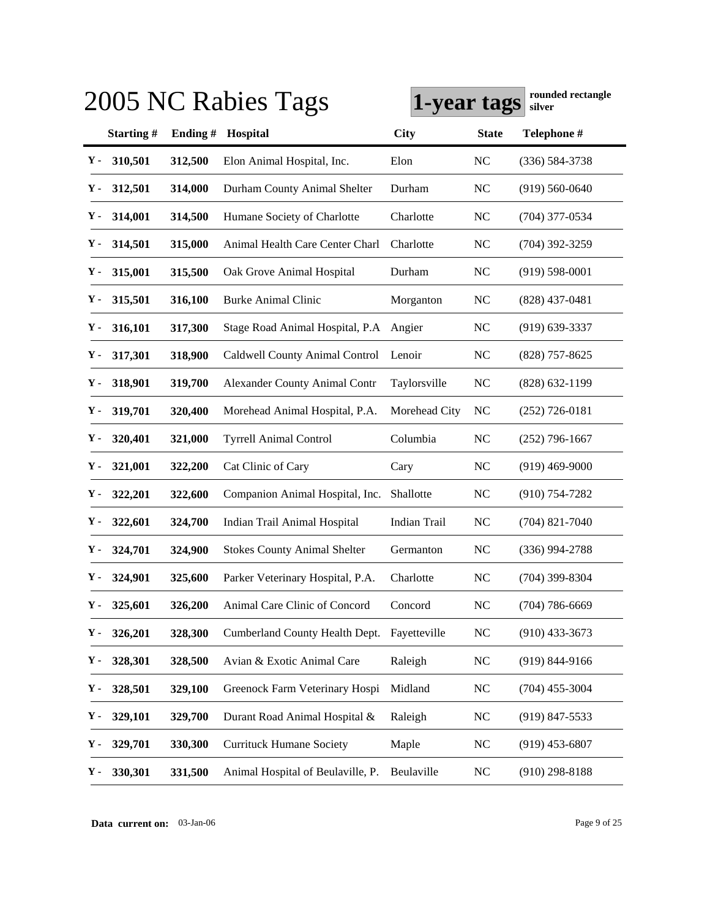# 2005 NC Rabies Tags

**1-year tags** **rounded rectangle silver**

| | Starting # | Ending # | Hospital | City | State | Telephone # |
|---|---|---|---|---|---|---|
| Y - | 310,501 | 312,500 | Elon Animal Hospital, Inc. | Elon | NC | (336) 584-3738 |
| Y - | 312,501 | 314,000 | Durham County Animal Shelter | Durham | NC | (919) 560-0640 |
| Y - | 314,001 | 314,500 | Humane Society of Charlotte | Charlotte | NC | (704) 377-0534 |
| Y - | 314,501 | 315,000 | Animal Health Care Center Charl | Charlotte | NC | (704) 392-3259 |
| Y - | 315,001 | 315,500 | Oak Grove Animal Hospital | Durham | NC | (919) 598-0001 |
| Y - | 315,501 | 316,100 | Burke Animal Clinic | Morganton | NC | (828) 437-0481 |
| Y - | 316,101 | 317,300 | Stage Road Animal Hospital, P.A | Angier | NC | (919) 639-3337 |
| Y - | 317,301 | 318,900 | Caldwell County Animal Control | Lenoir | NC | (828) 757-8625 |
| Y - | 318,901 | 319,700 | Alexander County Animal Contr | Taylorsville | NC | (828) 632-1199 |
| Y - | 319,701 | 320,400 | Morehead Animal Hospital, P.A. | Morehead City | NC | (252) 726-0181 |
| Y - | 320,401 | 321,000 | Tyrrell Animal Control | Columbia | NC | (252) 796-1667 |
| Y - | 321,001 | 322,200 | Cat Clinic of Cary | Cary | NC | (919) 469-9000 |
| Y - | 322,201 | 322,600 | Companion Animal Hospital, Inc. | Shallotte | NC | (910) 754-7282 |
| Y - | 322,601 | 324,700 | Indian Trail Animal Hospital | Indian Trail | NC | (704) 821-7040 |
| Y - | 324,701 | 324,900 | Stokes County Animal Shelter | Germanton | NC | (336) 994-2788 |
| Y - | 324,901 | 325,600 | Parker Veterinary Hospital, P.A. | Charlotte | NC | (704) 399-8304 |
| Y - | 325,601 | 326,200 | Animal Care Clinic of Concord | Concord | NC | (704) 786-6669 |
| Y - | 326,201 | 328,300 | Cumberland County Health Dept. | Fayetteville | NC | (910) 433-3673 |
| Y - | 328,301 | 328,500 | Avian & Exotic Animal Care | Raleigh | NC | (919) 844-9166 |
| Y - | 328,501 | 329,100 | Greenock Farm Veterinary Hospi | Midland | NC | (704) 455-3004 |
| Y - | 329,101 | 329,700 | Durant Road Animal Hospital & | Raleigh | NC | (919) 847-5533 |
| Y - | 329,701 | 330,300 | Currituck Humane Society | Maple | NC | (919) 453-6807 |
| Y - | 330,301 | 331,500 | Animal Hospital of Beulaville, P. | Beulaville | NC | (910) 298-8188 |

**Data current on:** 03-Jan-06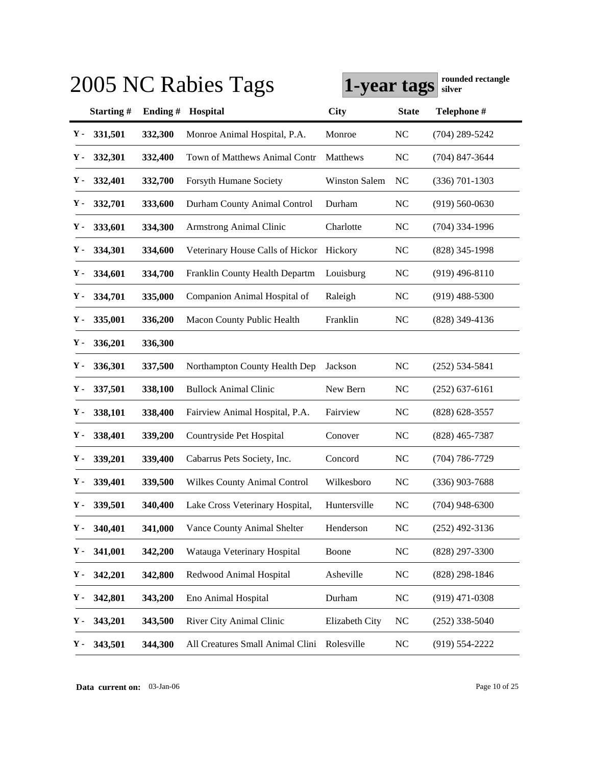# 2005 NC Rabies Tags

**1-year tags** **rounded rectangle silver**

| | Starting # | Ending # | Hospital | City | State | Telephone # |
|---|---|---|---|---|---|---|
| Y - | 331,501 | 332,300 | Monroe Animal Hospital, P.A. | Monroe | NC | (704) 289-5242 |
| Y - | 332,301 | 332,400 | Town of Matthews Animal Contr | Matthews | NC | (704) 847-3644 |
| Y - | 332,401 | 332,700 | Forsyth Humane Society | Winston Salem | NC | (336) 701-1303 |
| Y - | 332,701 | 333,600 | Durham County Animal Control | Durham | NC | (919) 560-0630 |
| Y - | 333,601 | 334,300 | Armstrong Animal Clinic | Charlotte | NC | (704) 334-1996 |
| Y - | 334,301 | 334,600 | Veterinary House Calls of Hickor | Hickory | NC | (828) 345-1998 |
| Y - | 334,601 | 334,700 | Franklin County Health Departm | Louisburg | NC | (919) 496-8110 |
| Y - | 334,701 | 335,000 | Companion Animal Hospital of | Raleigh | NC | (919) 488-5300 |
| Y - | 335,001 | 336,200 | Macon County Public Health | Franklin | NC | (828) 349-4136 |
| Y - | 336,201 | 336,300 | | | | |
| Y - | 336,301 | 337,500 | Northampton County Health Dep | Jackson | NC | (252) 534-5841 |
| Y - | 337,501 | 338,100 | Bullock Animal Clinic | New Bern | NC | (252) 637-6161 |
| Y - | 338,101 | 338,400 | Fairview Animal Hospital, P.A. | Fairview | NC | (828) 628-3557 |
| Y - | 338,401 | 339,200 | Countryside Pet Hospital | Conover | NC | (828) 465-7387 |
| Y - | 339,201 | 339,400 | Cabarrus Pets Society, Inc. | Concord | NC | (704) 786-7729 |
| Y - | 339,401 | 339,500 | Wilkes County Animal Control | Wilkesboro | NC | (336) 903-7688 |
| Y - | 339,501 | 340,400 | Lake Cross Veterinary Hospital, | Huntersville | NC | (704) 948-6300 |
| Y - | 340,401 | 341,000 | Vance County Animal Shelter | Henderson | NC | (252) 492-3136 |
| Y - | 341,001 | 342,200 | Watauga Veterinary Hospital | Boone | NC | (828) 297-3300 |
| Y - | 342,201 | 342,800 | Redwood Animal Hospital | Asheville | NC | (828) 298-1846 |
| Y - | 342,801 | 343,200 | Eno Animal Hospital | Durham | NC | (919) 471-0308 |
| Y - | 343,201 | 343,500 | River City Animal Clinic | Elizabeth City | NC | (252) 338-5040 |
| Y - | 343,501 | 344,300 | All Creatures Small Animal Clini | Rolesville | NC | (919) 554-2222 |

**Data current on:** 03-Jan-06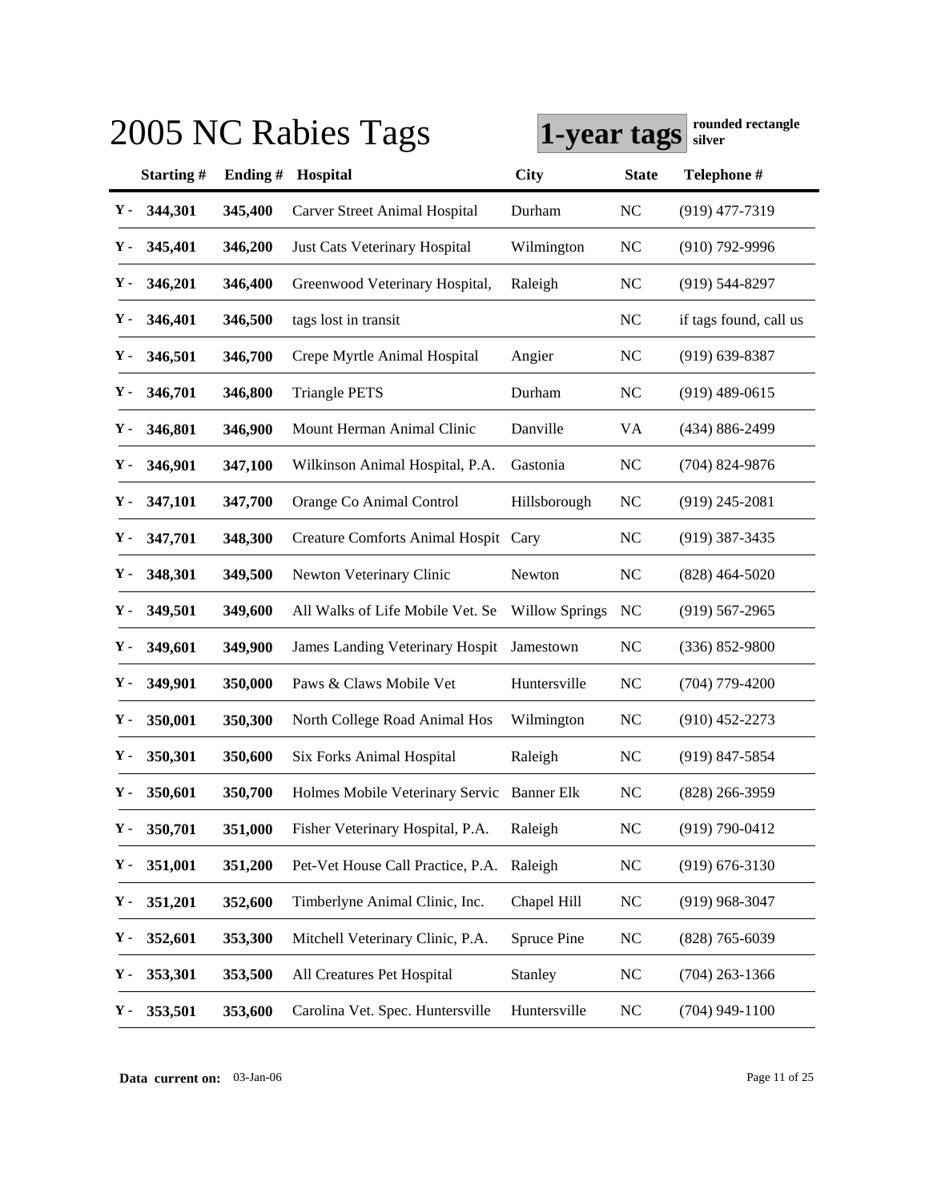# 2005 NC Rabies Tags

**1-year tags** **rounded rectangle silver**

| | Starting # | Ending # | Hospital | City | State | Telephone # |
|---|---|---|---|---|---|---|
| Y - | 344,301 | 345,400 | Carver Street Animal Hospital | Durham | NC | (919) 477-7319 |
| Y - | 345,401 | 346,200 | Just Cats Veterinary Hospital | Wilmington | NC | (910) 792-9996 |
| Y - | 346,201 | 346,400 | Greenwood Veterinary Hospital, | Raleigh | NC | (919) 544-8297 |
| Y - | 346,401 | 346,500 | tags lost in transit | | NC | if tags found, call us |
| Y - | 346,501 | 346,700 | Crepe Myrtle Animal Hospital | Angier | NC | (919) 639-8387 |
| Y - | 346,701 | 346,800 | Triangle PETS | Durham | NC | (919) 489-0615 |
| Y - | 346,801 | 346,900 | Mount Herman Animal Clinic | Danville | VA | (434) 886-2499 |
| Y - | 346,901 | 347,100 | Wilkinson Animal Hospital, P.A. | Gastonia | NC | (704) 824-9876 |
| Y - | 347,101 | 347,700 | Orange Co Animal Control | Hillsborough | NC | (919) 245-2081 |
| Y - | 347,701 | 348,300 | Creature Comforts Animal Hospit | Cary | NC | (919) 387-3435 |
| Y - | 348,301 | 349,500 | Newton Veterinary Clinic | Newton | NC | (828) 464-5020 |
| Y - | 349,501 | 349,600 | All Walks of Life Mobile Vet. Se | Willow Springs | NC | (919) 567-2965 |
| Y - | 349,601 | 349,900 | James Landing Veterinary Hospit | Jamestown | NC | (336) 852-9800 |
| Y - | 349,901 | 350,000 | Paws & Claws Mobile Vet | Huntersville | NC | (704) 779-4200 |
| Y - | 350,001 | 350,300 | North College Road Animal Hos | Wilmington | NC | (910) 452-2273 |
| Y - | 350,301 | 350,600 | Six Forks Animal Hospital | Raleigh | NC | (919) 847-5854 |
| Y - | 350,601 | 350,700 | Holmes Mobile Veterinary Servic | Banner Elk | NC | (828) 266-3959 |
| Y - | 350,701 | 351,000 | Fisher Veterinary Hospital, P.A. | Raleigh | NC | (919) 790-0412 |
| Y - | 351,001 | 351,200 | Pet-Vet House Call Practice, P.A. | Raleigh | NC | (919) 676-3130 |
| Y - | 351,201 | 352,600 | Timberlyne Animal Clinic, Inc. | Chapel Hill | NC | (919) 968-3047 |
| Y - | 352,601 | 353,300 | Mitchell Veterinary Clinic, P.A. | Spruce Pine | NC | (828) 765-6039 |
| Y - | 353,301 | 353,500 | All Creatures Pet Hospital | Stanley | NC | (704) 263-1366 |
| Y - | 353,501 | 353,600 | Carolina Vet. Spec. Huntersville | Huntersville | NC | (704) 949-1100 |

**Data current on:** 03-Jan-06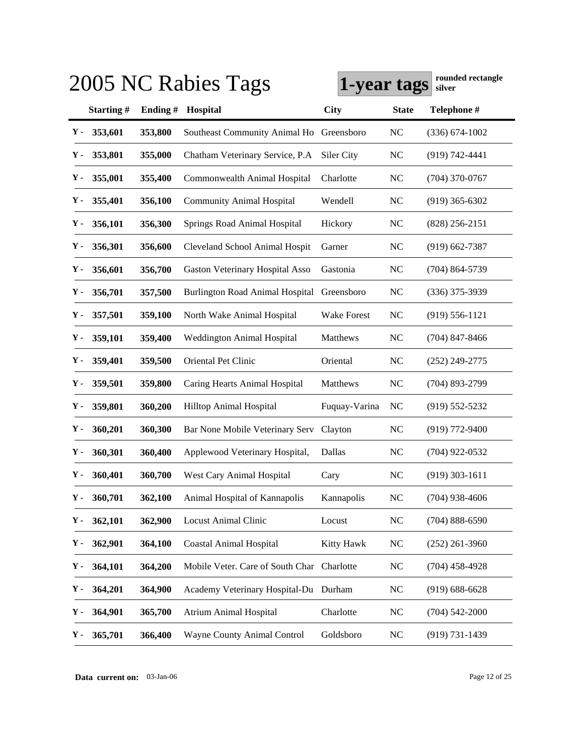# 2005 NC Rabies Tags

**1-year tags** **rounded rectangle silver**

| | Starting # | Ending # | Hospital | City | State | Telephone # |
|---|---|---|---|---|---|---|
| Y - | 353,601 | 353,800 | Southeast Community Animal Ho | Greensboro | NC | (336) 674-1002 |
| Y - | 353,801 | 355,000 | Chatham Veterinary Service, P.A | Siler City | NC | (919) 742-4441 |
| Y - | 355,001 | 355,400 | Commonwealth Animal Hospital | Charlotte | NC | (704) 370-0767 |
| Y - | 355,401 | 356,100 | Community Animal Hospital | Wendell | NC | (919) 365-6302 |
| Y - | 356,101 | 356,300 | Springs Road Animal Hospital | Hickory | NC | (828) 256-2151 |
| Y - | 356,301 | 356,600 | Cleveland School Animal Hospit | Garner | NC | (919) 662-7387 |
| Y - | 356,601 | 356,700 | Gaston Veterinary Hospital Asso | Gastonia | NC | (704) 864-5739 |
| Y - | 356,701 | 357,500 | Burlington Road Animal Hospital | Greensboro | NC | (336) 375-3939 |
| Y - | 357,501 | 359,100 | North Wake Animal Hospital | Wake Forest | NC | (919) 556-1121 |
| Y - | 359,101 | 359,400 | Weddington Animal Hospital | Matthews | NC | (704) 847-8466 |
| Y - | 359,401 | 359,500 | Oriental Pet Clinic | Oriental | NC | (252) 249-2775 |
| Y - | 359,501 | 359,800 | Caring Hearts Animal Hospital | Matthews | NC | (704) 893-2799 |
| Y - | 359,801 | 360,200 | Hilltop Animal Hospital | Fuquay-Varina | NC | (919) 552-5232 |
| Y - | 360,201 | 360,300 | Bar None Mobile Veterinary Serv | Clayton | NC | (919) 772-9400 |
| Y - | 360,301 | 360,400 | Applewood Veterinary Hospital, | Dallas | NC | (704) 922-0532 |
| Y - | 360,401 | 360,700 | West Cary Animal Hospital | Cary | NC | (919) 303-1611 |
| Y - | 360,701 | 362,100 | Animal Hospital of Kannapolis | Kannapolis | NC | (704) 938-4606 |
| Y - | 362,101 | 362,900 | Locust Animal Clinic | Locust | NC | (704) 888-6590 |
| Y - | 362,901 | 364,100 | Coastal Animal Hospital | Kitty Hawk | NC | (252) 261-3960 |
| Y - | 364,101 | 364,200 | Mobile Veter. Care of South Char | Charlotte | NC | (704) 458-4928 |
| Y - | 364,201 | 364,900 | Academy Veterinary Hospital-Du | Durham | NC | (919) 688-6628 |
| Y - | 364,901 | 365,700 | Atrium Animal Hospital | Charlotte | NC | (704) 542-2000 |
| Y - | 365,701 | 366,400 | Wayne County Animal Control | Goldsboro | NC | (919) 731-1439 |

**Data current on:** 03-Jan-06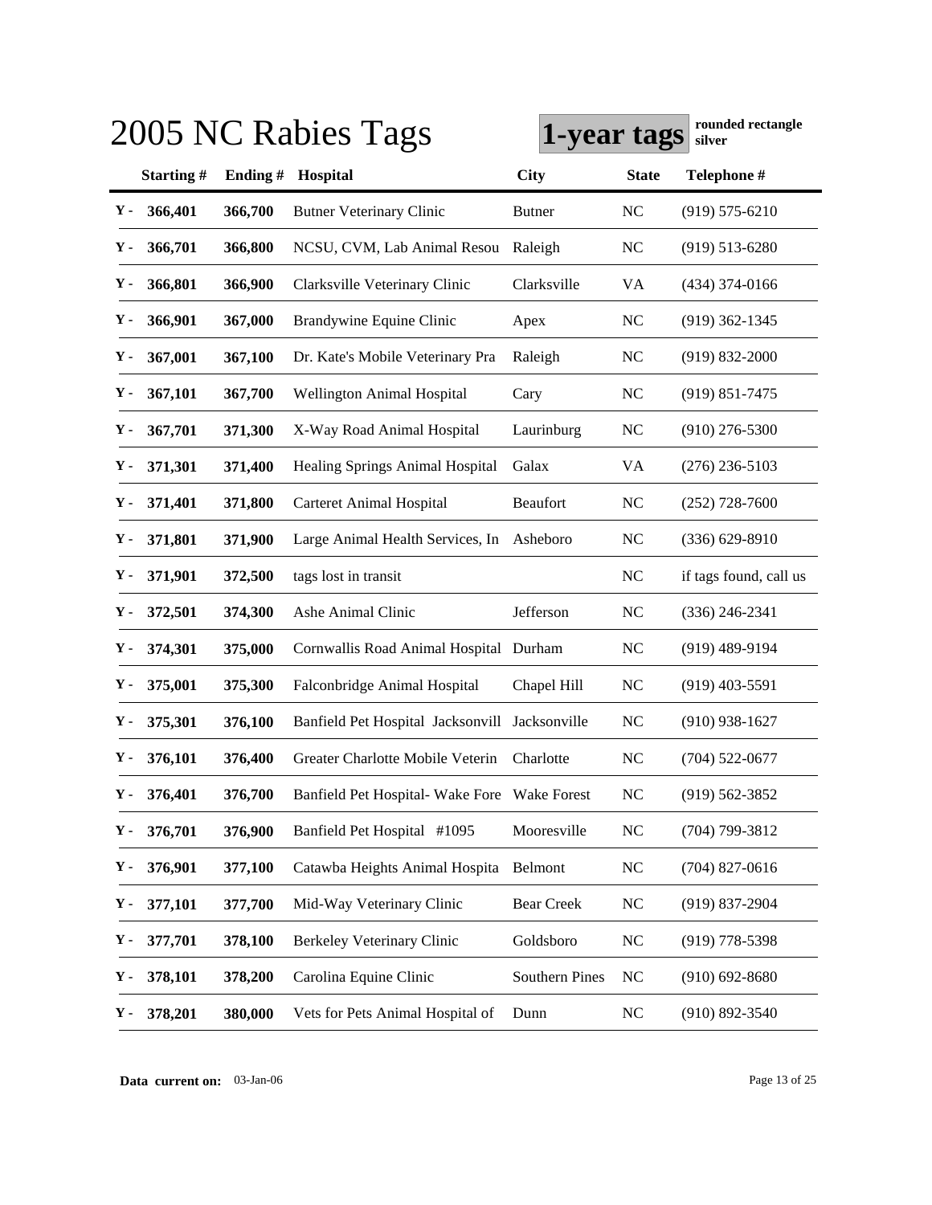# 2005 NC Rabies Tags

**1-year tags** **rounded rectangle silver**

| | Starting # | Ending # | Hospital | City | State | Telephone # |
|---|---|---|---|---|---|---|
| Y - | 366,401 | 366,700 | Butner Veterinary Clinic | Butner | NC | (919) 575-6210 |
| Y - | 366,701 | 366,800 | NCSU, CVM, Lab Animal Resou | Raleigh | NC | (919) 513-6280 |
| Y - | 366,801 | 366,900 | Clarksville Veterinary Clinic | Clarksville | VA | (434) 374-0166 |
| Y - | 366,901 | 367,000 | Brandywine Equine Clinic | Apex | NC | (919) 362-1345 |
| Y - | 367,001 | 367,100 | Dr. Kate's Mobile Veterinary Pra | Raleigh | NC | (919) 832-2000 |
| Y - | 367,101 | 367,700 | Wellington Animal Hospital | Cary | NC | (919) 851-7475 |
| Y - | 367,701 | 371,300 | X-Way Road Animal Hospital | Laurinburg | NC | (910) 276-5300 |
| Y - | 371,301 | 371,400 | Healing Springs Animal Hospital | Galax | VA | (276) 236-5103 |
| Y - | 371,401 | 371,800 | Carteret Animal Hospital | Beaufort | NC | (252) 728-7600 |
| Y - | 371,801 | 371,900 | Large Animal Health Services, In | Asheboro | NC | (336) 629-8910 |
| Y - | 371,901 | 372,500 | tags lost in transit | | NC | if tags found, call us |
| Y - | 372,501 | 374,300 | Ashe Animal Clinic | Jefferson | NC | (336) 246-2341 |
| Y - | 374,301 | 375,000 | Cornwallis Road Animal Hospital | Durham | NC | (919) 489-9194 |
| Y - | 375,001 | 375,300 | Falconbridge Animal Hospital | Chapel Hill | NC | (919) 403-5591 |
| Y - | 375,301 | 376,100 | Banfield Pet Hospital Jacksonvill | Jacksonville | NC | (910) 938-1627 |
| Y - | 376,101 | 376,400 | Greater Charlotte Mobile Veterin | Charlotte | NC | (704) 522-0677 |
| Y - | 376,401 | 376,700 | Banfield Pet Hospital- Wake Fore | Wake Forest | NC | (919) 562-3852 |
| Y - | 376,701 | 376,900 | Banfield Pet Hospital #1095 | Mooresville | NC | (704) 799-3812 |
| Y - | 376,901 | 377,100 | Catawba Heights Animal Hospita | Belmont | NC | (704) 827-0616 |
| Y - | 377,101 | 377,700 | Mid-Way Veterinary Clinic | Bear Creek | NC | (919) 837-2904 |
| Y - | 377,701 | 378,100 | Berkeley Veterinary Clinic | Goldsboro | NC | (919) 778-5398 |
| Y - | 378,101 | 378,200 | Carolina Equine Clinic | Southern Pines | NC | (910) 692-8680 |
| Y - | 378,201 | 380,000 | Vets for Pets Animal Hospital of | Dunn | NC | (910) 892-3540 |

**Data current on:** 03-Jan-06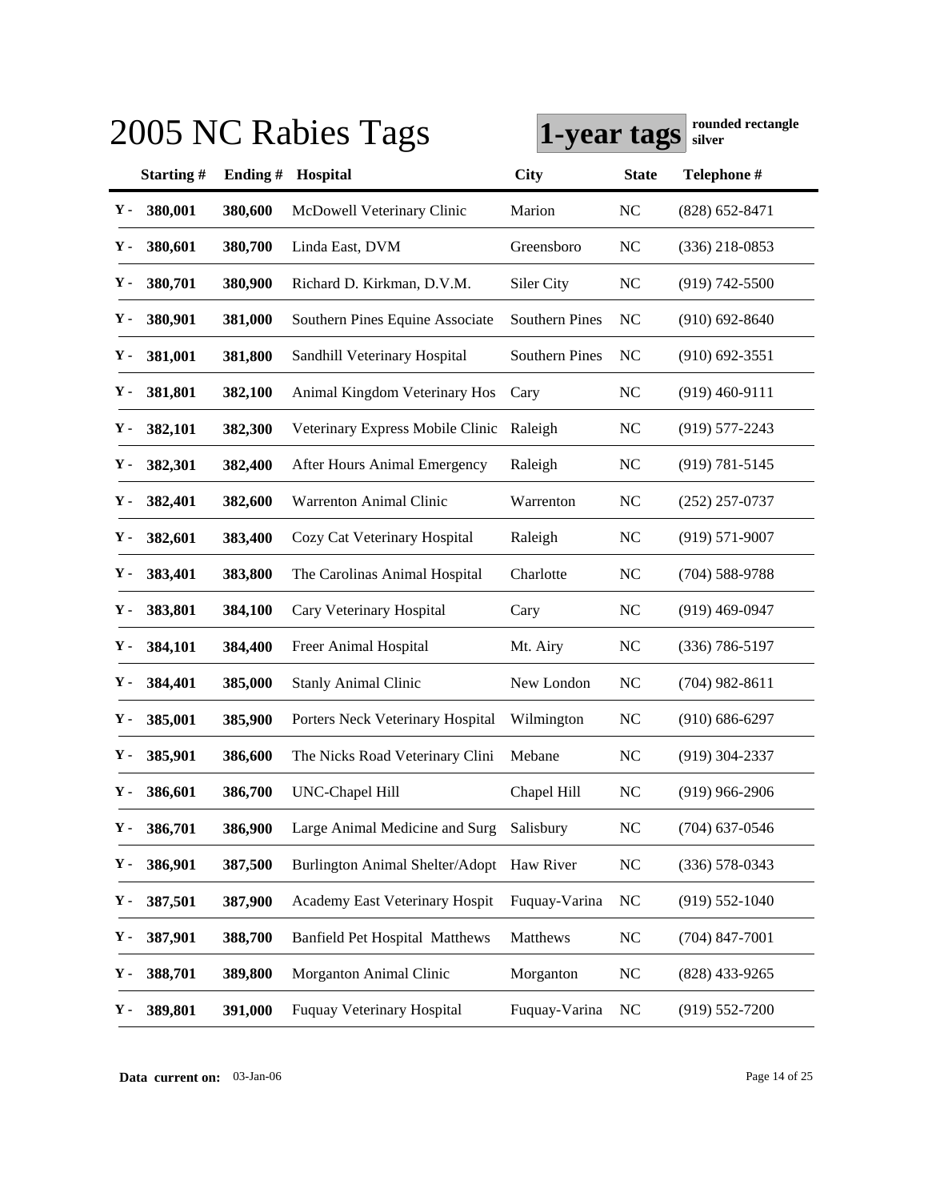# 2005 NC Rabies Tags

**1-year tags** **rounded rectangle silver**

| | Starting # | Ending # | Hospital | City | State | Telephone # |
|---|---|---|---|---|---|---|
| Y - | 380,001 | 380,600 | McDowell Veterinary Clinic | Marion | NC | (828) 652-8471 |
| Y - | 380,601 | 380,700 | Linda East, DVM | Greensboro | NC | (336) 218-0853 |
| Y - | 380,701 | 380,900 | Richard D. Kirkman, D.V.M. | Siler City | NC | (919) 742-5500 |
| Y - | 380,901 | 381,000 | Southern Pines Equine Associate | Southern Pines | NC | (910) 692-8640 |
| Y - | 381,001 | 381,800 | Sandhill Veterinary Hospital | Southern Pines | NC | (910) 692-3551 |
| Y - | 381,801 | 382,100 | Animal Kingdom Veterinary Hos | Cary | NC | (919) 460-9111 |
| Y - | 382,101 | 382,300 | Veterinary Express Mobile Clinic | Raleigh | NC | (919) 577-2243 |
| Y - | 382,301 | 382,400 | After Hours Animal Emergency | Raleigh | NC | (919) 781-5145 |
| Y - | 382,401 | 382,600 | Warrenton Animal Clinic | Warrenton | NC | (252) 257-0737 |
| Y - | 382,601 | 383,400 | Cozy Cat Veterinary Hospital | Raleigh | NC | (919) 571-9007 |
| Y - | 383,401 | 383,800 | The Carolinas Animal Hospital | Charlotte | NC | (704) 588-9788 |
| Y - | 383,801 | 384,100 | Cary Veterinary Hospital | Cary | NC | (919) 469-0947 |
| Y - | 384,101 | 384,400 | Freer Animal Hospital | Mt. Airy | NC | (336) 786-5197 |
| Y - | 384,401 | 385,000 | Stanly Animal Clinic | New London | NC | (704) 982-8611 |
| Y - | 385,001 | 385,900 | Porters Neck Veterinary Hospital | Wilmington | NC | (910) 686-6297 |
| Y - | 385,901 | 386,600 | The Nicks Road Veterinary Clini | Mebane | NC | (919) 304-2337 |
| Y - | 386,601 | 386,700 | UNC-Chapel Hill | Chapel Hill | NC | (919) 966-2906 |
| Y - | 386,701 | 386,900 | Large Animal Medicine and Surg | Salisbury | NC | (704) 637-0546 |
| Y - | 386,901 | 387,500 | Burlington Animal Shelter/Adopt | Haw River | NC | (336) 578-0343 |
| Y - | 387,501 | 387,900 | Academy East Veterinary Hospit | Fuquay-Varina | NC | (919) 552-1040 |
| Y - | 387,901 | 388,700 | Banfield Pet Hospital Matthews | Matthews | NC | (704) 847-7001 |
| Y - | 388,701 | 389,800 | Morganton Animal Clinic | Morganton | NC | (828) 433-9265 |
| Y - | 389,801 | 391,000 | Fuquay Veterinary Hospital | Fuquay-Varina | NC | (919) 552-7200 |

**Data current on:** 03-Jan-06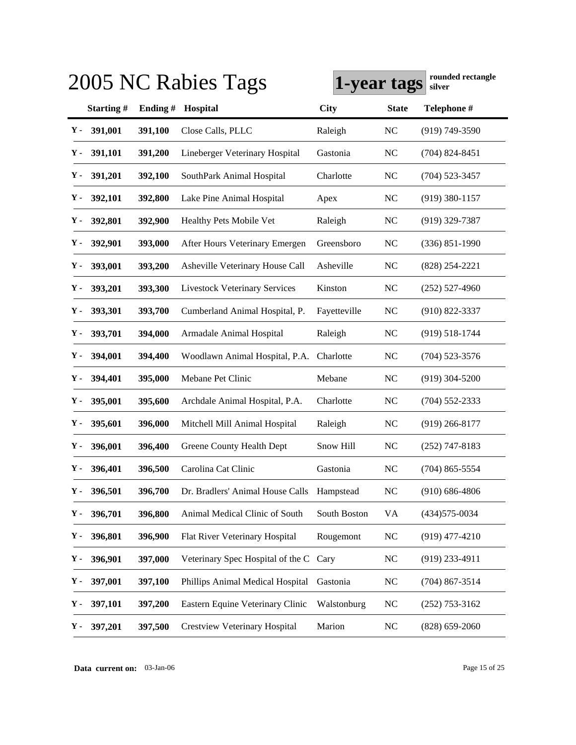# 2005 NC Rabies Tags

**1-year tags** **rounded rectangle silver**

| | Starting # | Ending # | Hospital | City | State | Telephone # |
|---|---|---|---|---|---|---|
| Y - | 391,001 | 391,100 | Close Calls, PLLC | Raleigh | NC | (919) 749-3590 |
| Y - | 391,101 | 391,200 | Lineberger Veterinary Hospital | Gastonia | NC | (704) 824-8451 |
| Y - | 391,201 | 392,100 | SouthPark Animal Hospital | Charlotte | NC | (704) 523-3457 |
| Y - | 392,101 | 392,800 | Lake Pine Animal Hospital | Apex | NC | (919) 380-1157 |
| Y - | 392,801 | 392,900 | Healthy Pets Mobile Vet | Raleigh | NC | (919) 329-7387 |
| Y - | 392,901 | 393,000 | After Hours Veterinary Emergen | Greensboro | NC | (336) 851-1990 |
| Y - | 393,001 | 393,200 | Asheville Veterinary House Call | Asheville | NC | (828) 254-2221 |
| Y - | 393,201 | 393,300 | Livestock Veterinary Services | Kinston | NC | (252) 527-4960 |
| Y - | 393,301 | 393,700 | Cumberland Animal Hospital, P. | Fayetteville | NC | (910) 822-3337 |
| Y - | 393,701 | 394,000 | Armadale Animal Hospital | Raleigh | NC | (919) 518-1744 |
| Y - | 394,001 | 394,400 | Woodlawn Animal Hospital, P.A. | Charlotte | NC | (704) 523-3576 |
| Y - | 394,401 | 395,000 | Mebane Pet Clinic | Mebane | NC | (919) 304-5200 |
| Y - | 395,001 | 395,600 | Archdale Animal Hospital, P.A. | Charlotte | NC | (704) 552-2333 |
| Y - | 395,601 | 396,000 | Mitchell Mill Animal Hospital | Raleigh | NC | (919) 266-8177 |
| Y - | 396,001 | 396,400 | Greene County Health Dept | Snow Hill | NC | (252) 747-8183 |
| Y - | 396,401 | 396,500 | Carolina Cat Clinic | Gastonia | NC | (704) 865-5554 |
| Y - | 396,501 | 396,700 | Dr. Bradlers' Animal House Calls | Hampstead | NC | (910) 686-4806 |
| Y - | 396,701 | 396,800 | Animal Medical Clinic of South | South Boston | VA | (434)575-0034 |
| Y - | 396,801 | 396,900 | Flat River Veterinary Hospital | Rougemont | NC | (919) 477-4210 |
| Y - | 396,901 | 397,000 | Veterinary Spec Hospital of the C | Cary | NC | (919) 233-4911 |
| Y - | 397,001 | 397,100 | Phillips Animal Medical Hospital | Gastonia | NC | (704) 867-3514 |
| Y - | 397,101 | 397,200 | Eastern Equine Veterinary Clinic | Walstonburg | NC | (252) 753-3162 |
| Y - | 397,201 | 397,500 | Crestview Veterinary Hospital | Marion | NC | (828) 659-2060 |

**Data current on:** 03-Jan-06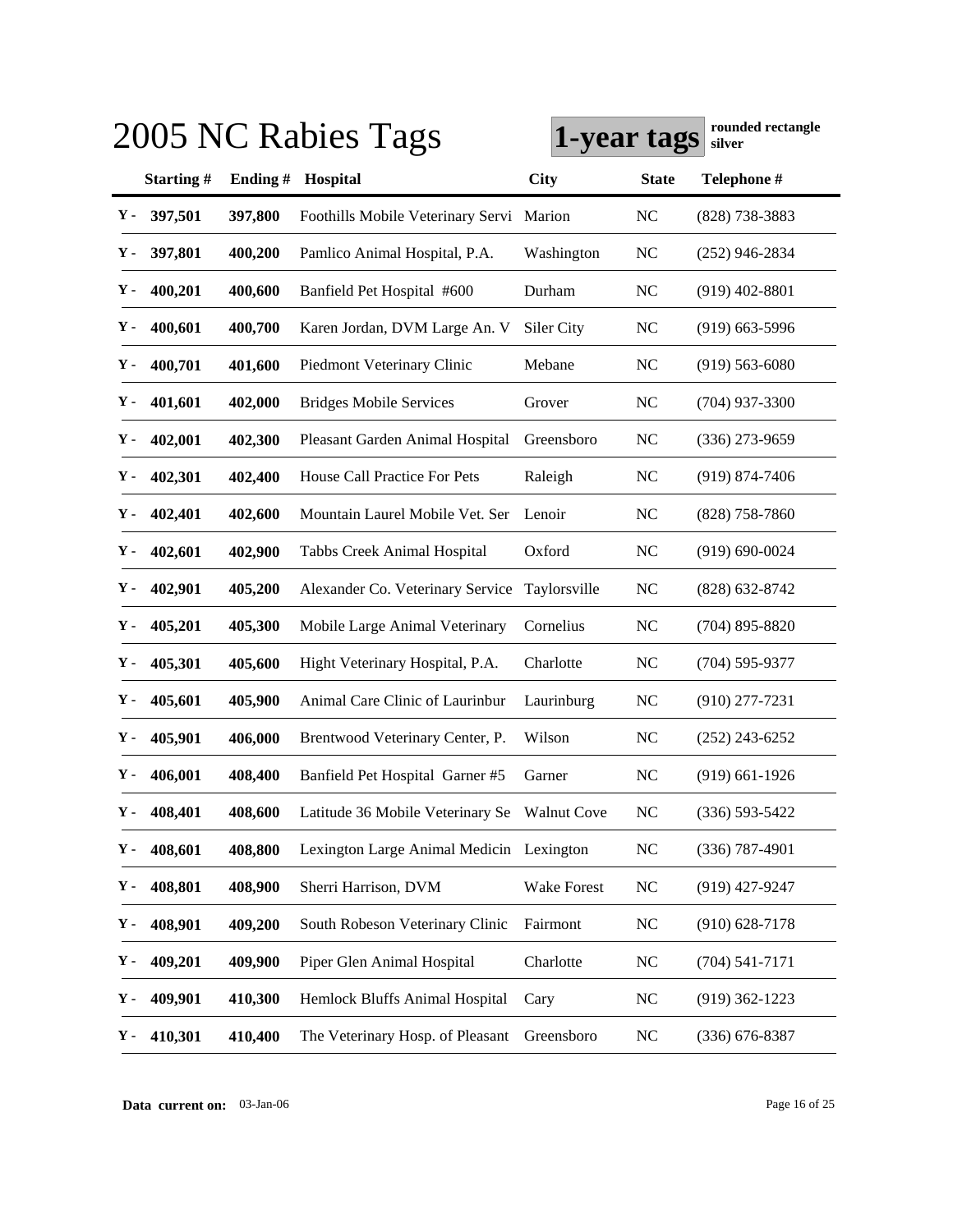# 2005 NC Rabies Tags

**1-year tags** **rounded rectangle silver**

| | Starting # | Ending # | Hospital | City | State | Telephone # |
|---|---|---|---|---|---|---|
| Y - | 397,501 | 397,800 | Foothills Mobile Veterinary Servi | Marion | NC | (828) 738-3883 |
| Y - | 397,801 | 400,200 | Pamlico Animal Hospital, P.A. | Washington | NC | (252) 946-2834 |
| Y - | 400,201 | 400,600 | Banfield Pet Hospital #600 | Durham | NC | (919) 402-8801 |
| Y - | 400,601 | 400,700 | Karen Jordan, DVM Large An. V | Siler City | NC | (919) 663-5996 |
| Y - | 400,701 | 401,600 | Piedmont Veterinary Clinic | Mebane | NC | (919) 563-6080 |
| Y - | 401,601 | 402,000 | Bridges Mobile Services | Grover | NC | (704) 937-3300 |
| Y - | 402,001 | 402,300 | Pleasant Garden Animal Hospital | Greensboro | NC | (336) 273-9659 |
| Y - | 402,301 | 402,400 | House Call Practice For Pets | Raleigh | NC | (919) 874-7406 |
| Y - | 402,401 | 402,600 | Mountain Laurel Mobile Vet. Ser | Lenoir | NC | (828) 758-7860 |
| Y - | 402,601 | 402,900 | Tabbs Creek Animal Hospital | Oxford | NC | (919) 690-0024 |
| Y - | 402,901 | 405,200 | Alexander Co. Veterinary Service | Taylorsville | NC | (828) 632-8742 |
| Y - | 405,201 | 405,300 | Mobile Large Animal Veterinary | Cornelius | NC | (704) 895-8820 |
| Y - | 405,301 | 405,600 | Hight Veterinary Hospital, P.A. | Charlotte | NC | (704) 595-9377 |
| Y - | 405,601 | 405,900 | Animal Care Clinic of Laurinbur | Laurinburg | NC | (910) 277-7231 |
| Y - | 405,901 | 406,000 | Brentwood Veterinary Center, P. | Wilson | NC | (252) 243-6252 |
| Y - | 406,001 | 408,400 | Banfield Pet Hospital Garner #5 | Garner | NC | (919) 661-1926 |
| Y - | 408,401 | 408,600 | Latitude 36 Mobile Veterinary Se | Walnut Cove | NC | (336) 593-5422 |
| Y - | 408,601 | 408,800 | Lexington Large Animal Medicin | Lexington | NC | (336) 787-4901 |
| Y - | 408,801 | 408,900 | Sherri Harrison, DVM | Wake Forest | NC | (919) 427-9247 |
| Y - | 408,901 | 409,200 | South Robeson Veterinary Clinic | Fairmont | NC | (910) 628-7178 |
| Y - | 409,201 | 409,900 | Piper Glen Animal Hospital | Charlotte | NC | (704) 541-7171 |
| Y - | 409,901 | 410,300 | Hemlock Bluffs Animal Hospital | Cary | NC | (919) 362-1223 |
| Y - | 410,301 | 410,400 | The Veterinary Hosp. of Pleasant | Greensboro | NC | (336) 676-8387 |

**Data current on:** 03-Jan-06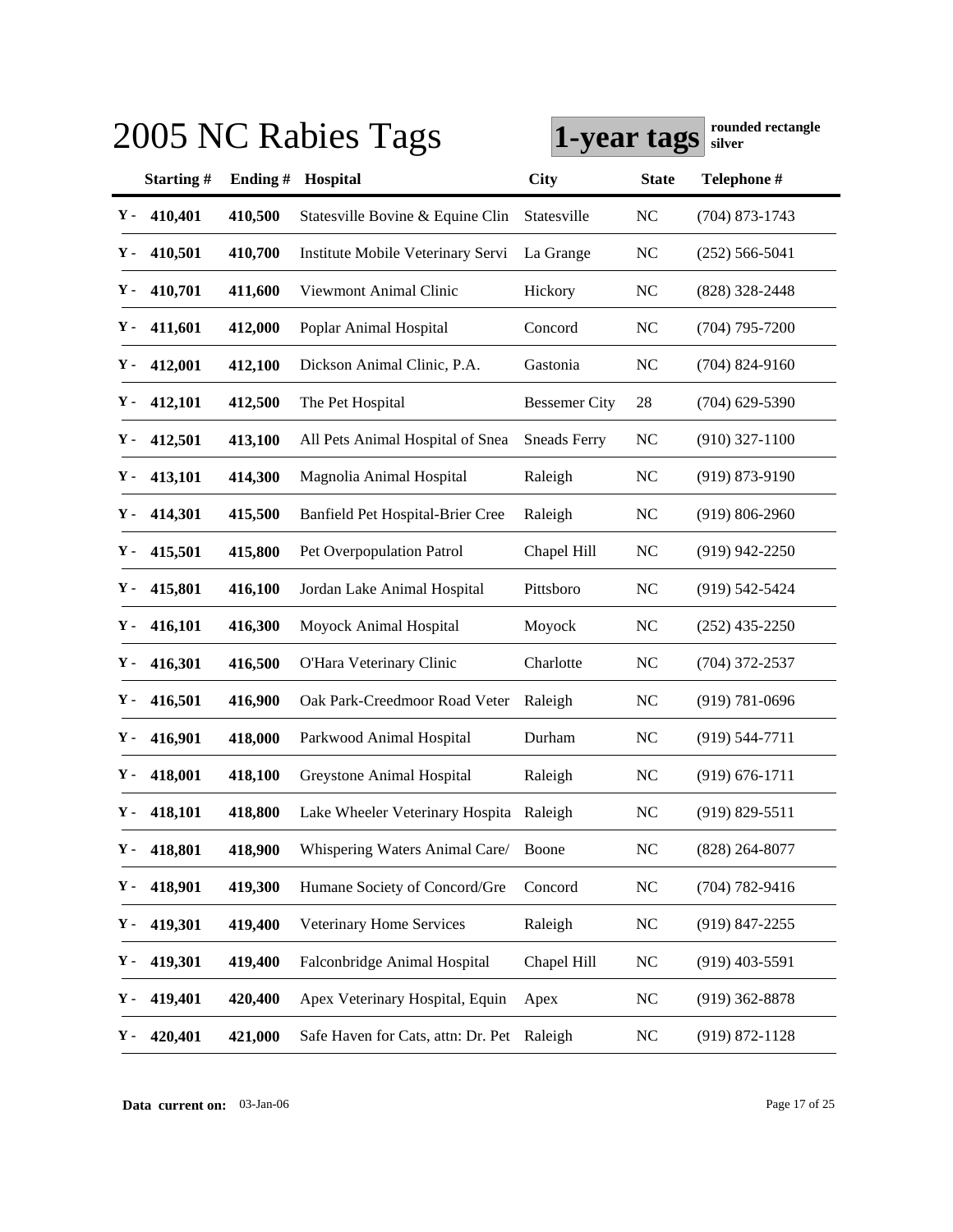# 2005 NC Rabies Tags

**1-year tags** rounded rectangle silver

| | Starting # | Ending # | Hospital | City | State | Telephone # |
|---|---|---|---|---|---|---|
| Y - | 410,401 | 410,500 | Statesville Bovine & Equine Clin | Statesville | NC | (704) 873-1743 |
| Y - | 410,501 | 410,700 | Institute Mobile Veterinary Servi | La Grange | NC | (252) 566-5041 |
| Y - | 410,701 | 411,600 | Viewmont Animal Clinic | Hickory | NC | (828) 328-2448 |
| Y - | 411,601 | 412,000 | Poplar Animal Hospital | Concord | NC | (704) 795-7200 |
| Y - | 412,001 | 412,100 | Dickson Animal Clinic, P.A. | Gastonia | NC | (704) 824-9160 |
| Y - | 412,101 | 412,500 | The Pet Hospital | Bessemer City | 28 | (704) 629-5390 |
| Y - | 412,501 | 413,100 | All Pets Animal Hospital of Snea | Sneads Ferry | NC | (910) 327-1100 |
| Y - | 413,101 | 414,300 | Magnolia Animal Hospital | Raleigh | NC | (919) 873-9190 |
| Y - | 414,301 | 415,500 | Banfield Pet Hospital-Brier Cree | Raleigh | NC | (919) 806-2960 |
| Y - | 415,501 | 415,800 | Pet Overpopulation Patrol | Chapel Hill | NC | (919) 942-2250 |
| Y - | 415,801 | 416,100 | Jordan Lake Animal Hospital | Pittsboro | NC | (919) 542-5424 |
| Y - | 416,101 | 416,300 | Moyock Animal Hospital | Moyock | NC | (252) 435-2250 |
| Y - | 416,301 | 416,500 | O'Hara Veterinary Clinic | Charlotte | NC | (704) 372-2537 |
| Y - | 416,501 | 416,900 | Oak Park-Creedmoor Road Veter | Raleigh | NC | (919) 781-0696 |
| Y - | 416,901 | 418,000 | Parkwood Animal Hospital | Durham | NC | (919) 544-7711 |
| Y - | 418,001 | 418,100 | Greystone Animal Hospital | Raleigh | NC | (919) 676-1711 |
| Y - | 418,101 | 418,800 | Lake Wheeler Veterinary Hospita | Raleigh | NC | (919) 829-5511 |
| Y - | 418,801 | 418,900 | Whispering Waters Animal Care/ | Boone | NC | (828) 264-8077 |
| Y - | 418,901 | 419,300 | Humane Society of Concord/Gre | Concord | NC | (704) 782-9416 |
| Y - | 419,301 | 419,400 | Veterinary Home Services | Raleigh | NC | (919) 847-2255 |
| Y - | 419,301 | 419,400 | Falconbridge Animal Hospital | Chapel Hill | NC | (919) 403-5591 |
| Y - | 419,401 | 420,400 | Apex Veterinary Hospital, Equin | Apex | NC | (919) 362-8878 |
| Y - | 420,401 | 421,000 | Safe Haven for Cats, attn: Dr. Pet | Raleigh | NC | (919) 872-1128 |

**Data current on:** 03-Jan-06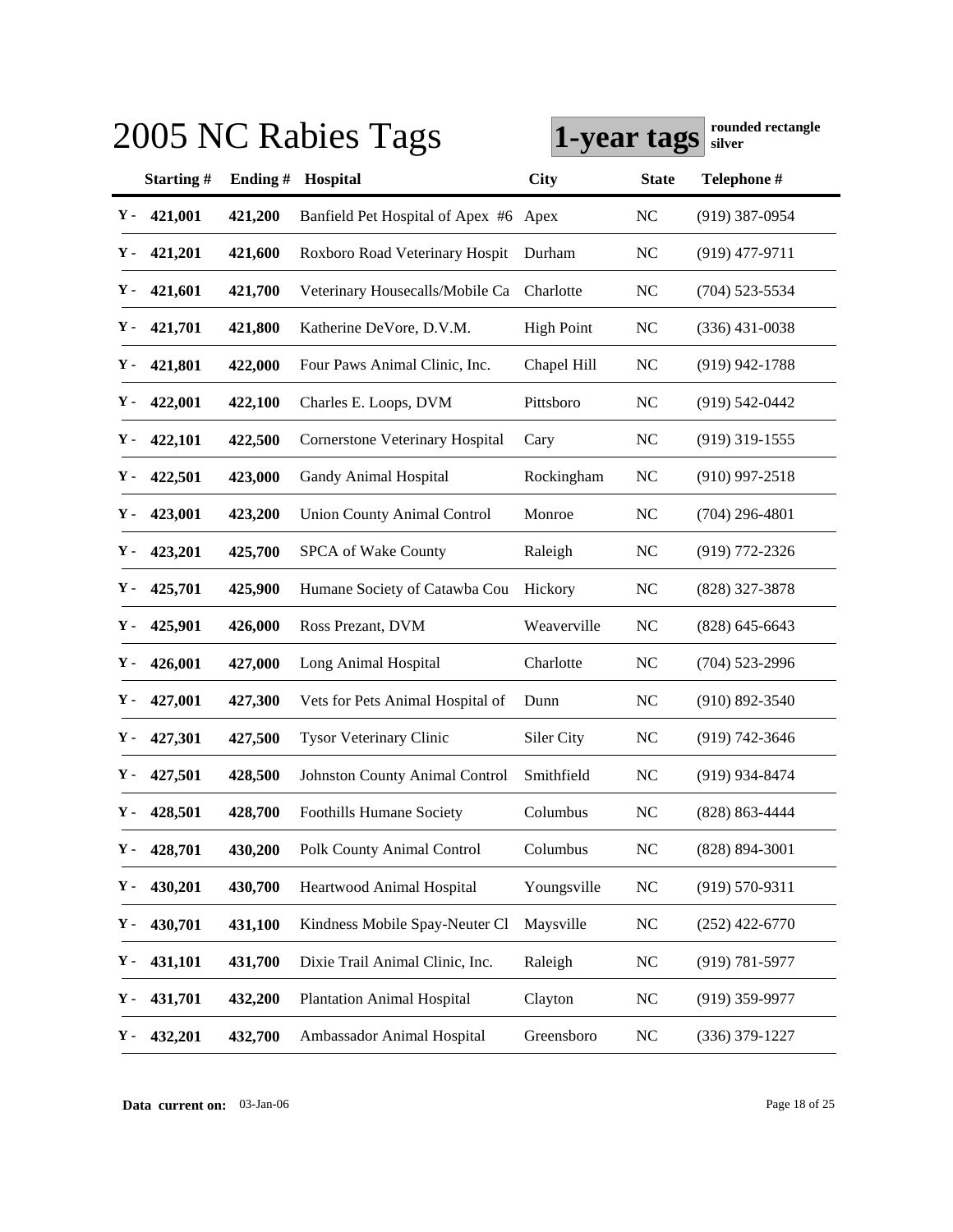# 2005 NC Rabies Tags

**1-year tags** **rounded rectangle silver**

| | Starting # | Ending # | Hospital | City | State | Telephone # |
|---|---|---|---|---|---|---|
| Y - | 421,001 | 421,200 | Banfield Pet Hospital of Apex #6 | Apex | NC | (919) 387-0954 |
| Y - | 421,201 | 421,600 | Roxboro Road Veterinary Hospit | Durham | NC | (919) 477-9711 |
| Y - | 421,601 | 421,700 | Veterinary Housecalls/Mobile Ca | Charlotte | NC | (704) 523-5534 |
| Y - | 421,701 | 421,800 | Katherine DeVore, D.V.M. | High Point | NC | (336) 431-0038 |
| Y - | 421,801 | 422,000 | Four Paws Animal Clinic, Inc. | Chapel Hill | NC | (919) 942-1788 |
| Y - | 422,001 | 422,100 | Charles E. Loops, DVM | Pittsboro | NC | (919) 542-0442 |
| Y - | 422,101 | 422,500 | Cornerstone Veterinary Hospital | Cary | NC | (919) 319-1555 |
| Y - | 422,501 | 423,000 | Gandy Animal Hospital | Rockingham | NC | (910) 997-2518 |
| Y - | 423,001 | 423,200 | Union County Animal Control | Monroe | NC | (704) 296-4801 |
| Y - | 423,201 | 425,700 | SPCA of Wake County | Raleigh | NC | (919) 772-2326 |
| Y - | 425,701 | 425,900 | Humane Society of Catawba Cou | Hickory | NC | (828) 327-3878 |
| Y - | 425,901 | 426,000 | Ross Prezant, DVM | Weaverville | NC | (828) 645-6643 |
| Y - | 426,001 | 427,000 | Long Animal Hospital | Charlotte | NC | (704) 523-2996 |
| Y - | 427,001 | 427,300 | Vets for Pets Animal Hospital of | Dunn | NC | (910) 892-3540 |
| Y - | 427,301 | 427,500 | Tysor Veterinary Clinic | Siler City | NC | (919) 742-3646 |
| Y - | 427,501 | 428,500 | Johnston County Animal Control | Smithfield | NC | (919) 934-8474 |
| Y - | 428,501 | 428,700 | Foothills Humane Society | Columbus | NC | (828) 863-4444 |
| Y - | 428,701 | 430,200 | Polk County Animal Control | Columbus | NC | (828) 894-3001 |
| Y - | 430,201 | 430,700 | Heartwood Animal Hospital | Youngsville | NC | (919) 570-9311 |
| Y - | 430,701 | 431,100 | Kindness Mobile Spay-Neuter Cl | Maysville | NC | (252) 422-6770 |
| Y - | 431,101 | 431,700 | Dixie Trail Animal Clinic, Inc. | Raleigh | NC | (919) 781-5977 |
| Y - | 431,701 | 432,200 | Plantation Animal Hospital | Clayton | NC | (919) 359-9977 |
| Y - | 432,201 | 432,700 | Ambassador Animal Hospital | Greensboro | NC | (336) 379-1227 |

**Data current on:** 03-Jan-06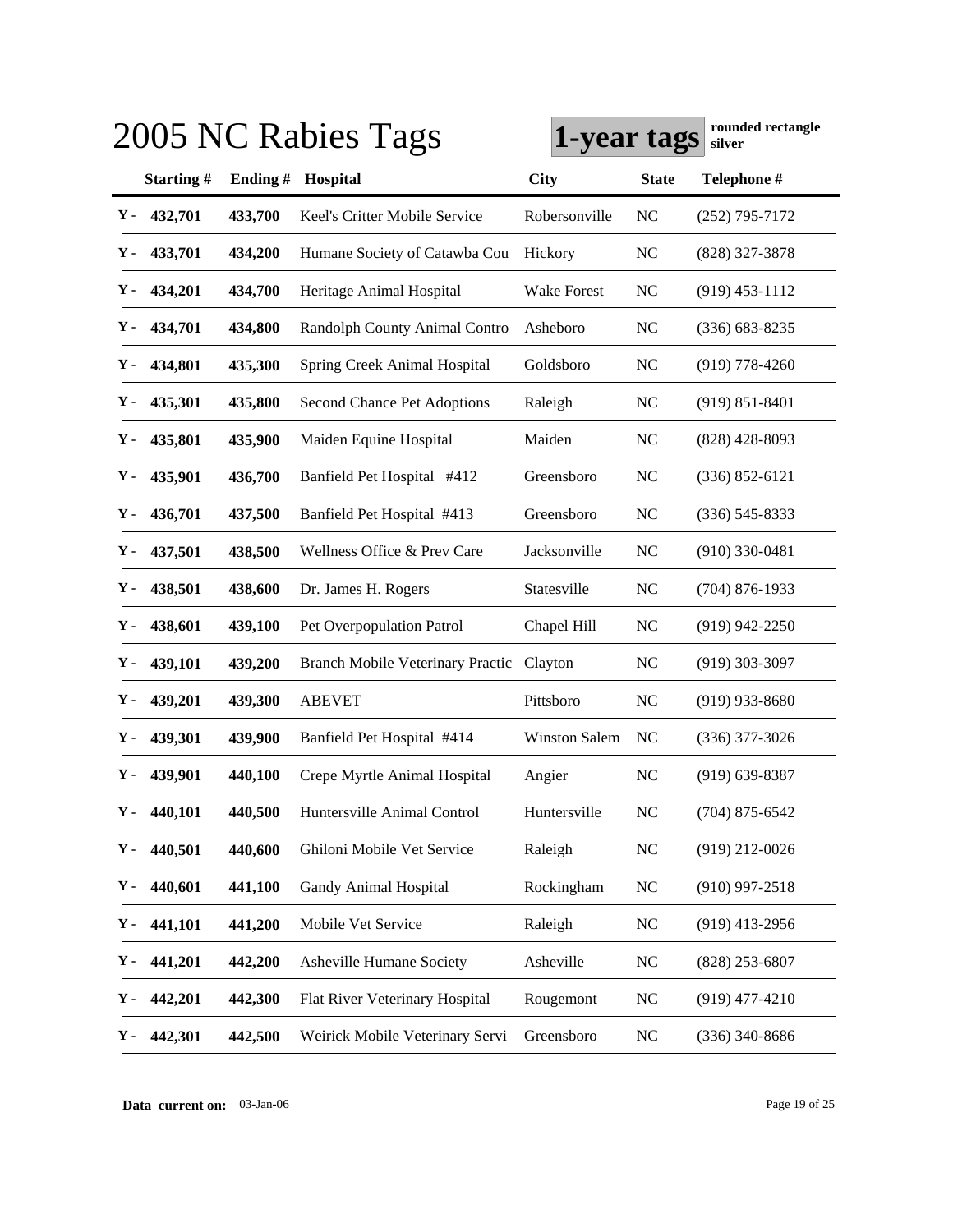# 2005 NC Rabies Tags

**1-year tags** **rounded rectangle silver**

| | Starting # | Ending # | Hospital | City | State | Telephone # |
|---|---|---|---|---|---|---|
| Y - | 432,701 | 433,700 | Keel's Critter Mobile Service | Robersonville | NC | (252) 795-7172 |
| Y - | 433,701 | 434,200 | Humane Society of Catawba Cou | Hickory | NC | (828) 327-3878 |
| Y - | 434,201 | 434,700 | Heritage Animal Hospital | Wake Forest | NC | (919) 453-1112 |
| Y - | 434,701 | 434,800 | Randolph County Animal Contro | Asheboro | NC | (336) 683-8235 |
| Y - | 434,801 | 435,300 | Spring Creek Animal Hospital | Goldsboro | NC | (919) 778-4260 |
| Y - | 435,301 | 435,800 | Second Chance Pet Adoptions | Raleigh | NC | (919) 851-8401 |
| Y - | 435,801 | 435,900 | Maiden Equine Hospital | Maiden | NC | (828) 428-8093 |
| Y - | 435,901 | 436,700 | Banfield Pet Hospital #412 | Greensboro | NC | (336) 852-6121 |
| Y - | 436,701 | 437,500 | Banfield Pet Hospital #413 | Greensboro | NC | (336) 545-8333 |
| Y - | 437,501 | 438,500 | Wellness Office & Prev Care | Jacksonville | NC | (910) 330-0481 |
| Y - | 438,501 | 438,600 | Dr. James H. Rogers | Statesville | NC | (704) 876-1933 |
| Y - | 438,601 | 439,100 | Pet Overpopulation Patrol | Chapel Hill | NC | (919) 942-2250 |
| Y - | 439,101 | 439,200 | Branch Mobile Veterinary Practic | Clayton | NC | (919) 303-3097 |
| Y - | 439,201 | 439,300 | ABEVET | Pittsboro | NC | (919) 933-8680 |
| Y - | 439,301 | 439,900 | Banfield Pet Hospital #414 | Winston Salem | NC | (336) 377-3026 |
| Y - | 439,901 | 440,100 | Crepe Myrtle Animal Hospital | Angier | NC | (919) 639-8387 |
| Y - | 440,101 | 440,500 | Huntersville Animal Control | Huntersville | NC | (704) 875-6542 |
| Y - | 440,501 | 440,600 | Ghiloni Mobile Vet Service | Raleigh | NC | (919) 212-0026 |
| Y - | 440,601 | 441,100 | Gandy Animal Hospital | Rockingham | NC | (910) 997-2518 |
| Y - | 441,101 | 441,200 | Mobile Vet Service | Raleigh | NC | (919) 413-2956 |
| Y - | 441,201 | 442,200 | Asheville Humane Society | Asheville | NC | (828) 253-6807 |
| Y - | 442,201 | 442,300 | Flat River Veterinary Hospital | Rougemont | NC | (919) 477-4210 |
| Y - | 442,301 | 442,500 | Weirick Mobile Veterinary Servi | Greensboro | NC | (336) 340-8686 |

**Data current on:** 03-Jan-06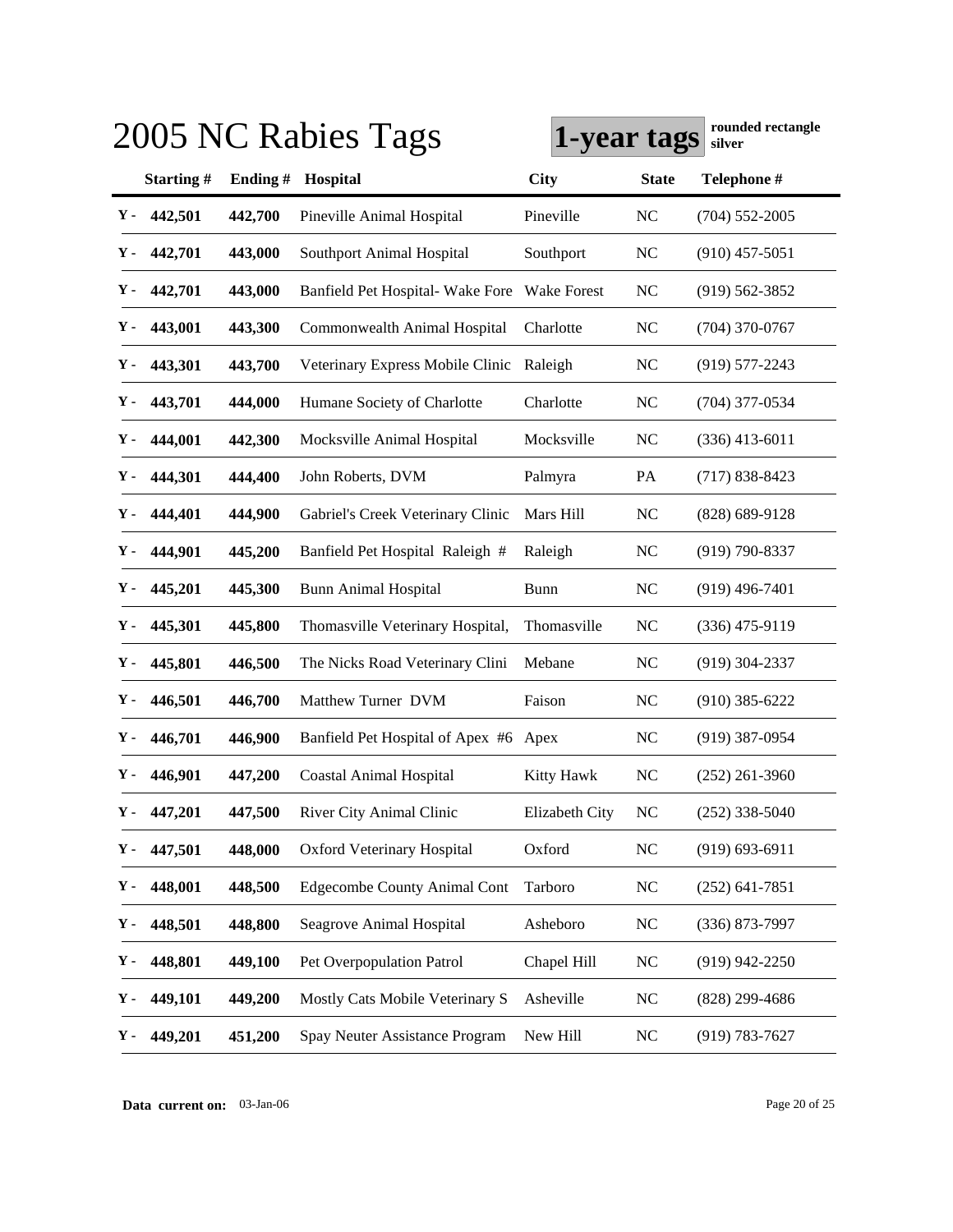# 2005 NC Rabies Tags

**1-year tags** **rounded rectangle silver**

| | Starting # | Ending # | Hospital | City | State | Telephone # |
|---|---|---|---|---|---|---|
| Y - | 442,501 | 442,700 | Pineville Animal Hospital | Pineville | NC | (704) 552-2005 |
| Y - | 442,701 | 443,000 | Southport Animal Hospital | Southport | NC | (910) 457-5051 |
| Y - | 442,701 | 443,000 | Banfield Pet Hospital- Wake Fore | Wake Forest | NC | (919) 562-3852 |
| Y - | 443,001 | 443,300 | Commonwealth Animal Hospital | Charlotte | NC | (704) 370-0767 |
| Y - | 443,301 | 443,700 | Veterinary Express Mobile Clinic | Raleigh | NC | (919) 577-2243 |
| Y - | 443,701 | 444,000 | Humane Society of Charlotte | Charlotte | NC | (704) 377-0534 |
| Y - | 444,001 | 442,300 | Mocksville Animal Hospital | Mocksville | NC | (336) 413-6011 |
| Y - | 444,301 | 444,400 | John Roberts, DVM | Palmyra | PA | (717) 838-8423 |
| Y - | 444,401 | 444,900 | Gabriel's Creek Veterinary Clinic | Mars Hill | NC | (828) 689-9128 |
| Y - | 444,901 | 445,200 | Banfield Pet Hospital Raleigh # | Raleigh | NC | (919) 790-8337 |
| Y - | 445,201 | 445,300 | Bunn Animal Hospital | Bunn | NC | (919) 496-7401 |
| Y - | 445,301 | 445,800 | Thomasville Veterinary Hospital, | Thomasville | NC | (336) 475-9119 |
| Y - | 445,801 | 446,500 | The Nicks Road Veterinary Clini | Mebane | NC | (919) 304-2337 |
| Y - | 446,501 | 446,700 | Matthew Turner DVM | Faison | NC | (910) 385-6222 |
| Y - | 446,701 | 446,900 | Banfield Pet Hospital of Apex #6 | Apex | NC | (919) 387-0954 |
| Y - | 446,901 | 447,200 | Coastal Animal Hospital | Kitty Hawk | NC | (252) 261-3960 |
| Y - | 447,201 | 447,500 | River City Animal Clinic | Elizabeth City | NC | (252) 338-5040 |
| Y - | 447,501 | 448,000 | Oxford Veterinary Hospital | Oxford | NC | (919) 693-6911 |
| Y - | 448,001 | 448,500 | Edgecombe County Animal Cont | Tarboro | NC | (252) 641-7851 |
| Y - | 448,501 | 448,800 | Seagrove Animal Hospital | Asheboro | NC | (336) 873-7997 |
| Y - | 448,801 | 449,100 | Pet Overpopulation Patrol | Chapel Hill | NC | (919) 942-2250 |
| Y - | 449,101 | 449,200 | Mostly Cats Mobile Veterinary S | Asheville | NC | (828) 299-4686 |
| Y - | 449,201 | 451,200 | Spay Neuter Assistance Program | New Hill | NC | (919) 783-7627 |

**Data current on:** 03-Jan-06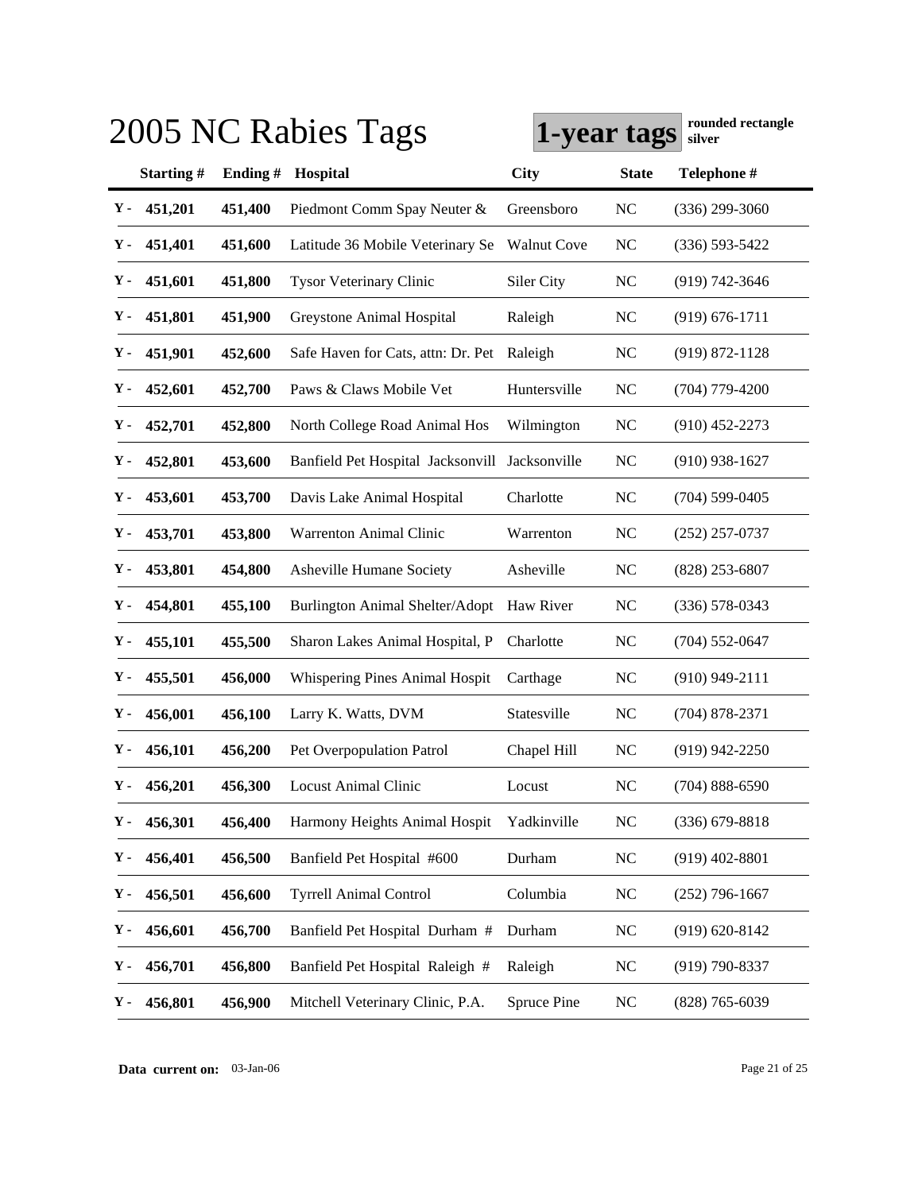# 2005 NC Rabies Tags

**1-year tags** **rounded rectangle silver**

| | Starting # | Ending # | Hospital | City | State | Telephone # |
|---|---|---|---|---|---|---|
| Y - | 451,201 | 451,400 | Piedmont Comm Spay Neuter & | Greensboro | NC | (336) 299-3060 |
| Y - | 451,401 | 451,600 | Latitude 36 Mobile Veterinary Se | Walnut Cove | NC | (336) 593-5422 |
| Y - | 451,601 | 451,800 | Tysor Veterinary Clinic | Siler City | NC | (919) 742-3646 |
| Y - | 451,801 | 451,900 | Greystone Animal Hospital | Raleigh | NC | (919) 676-1711 |
| Y - | 451,901 | 452,600 | Safe Haven for Cats, attn: Dr. Pet | Raleigh | NC | (919) 872-1128 |
| Y - | 452,601 | 452,700 | Paws & Claws Mobile Vet | Huntersville | NC | (704) 779-4200 |
| Y - | 452,701 | 452,800 | North College Road Animal Hos | Wilmington | NC | (910) 452-2273 |
| Y - | 452,801 | 453,600 | Banfield Pet Hospital Jacksonvill | Jacksonville | NC | (910) 938-1627 |
| Y - | 453,601 | 453,700 | Davis Lake Animal Hospital | Charlotte | NC | (704) 599-0405 |
| Y - | 453,701 | 453,800 | Warrenton Animal Clinic | Warrenton | NC | (252) 257-0737 |
| Y - | 453,801 | 454,800 | Asheville Humane Society | Asheville | NC | (828) 253-6807 |
| Y - | 454,801 | 455,100 | Burlington Animal Shelter/Adopt | Haw River | NC | (336) 578-0343 |
| Y - | 455,101 | 455,500 | Sharon Lakes Animal Hospital, P | Charlotte | NC | (704) 552-0647 |
| Y - | 455,501 | 456,000 | Whispering Pines Animal Hospit | Carthage | NC | (910) 949-2111 |
| Y - | 456,001 | 456,100 | Larry K. Watts, DVM | Statesville | NC | (704) 878-2371 |
| Y - | 456,101 | 456,200 | Pet Overpopulation Patrol | Chapel Hill | NC | (919) 942-2250 |
| Y - | 456,201 | 456,300 | Locust Animal Clinic | Locust | NC | (704) 888-6590 |
| Y - | 456,301 | 456,400 | Harmony Heights Animal Hospit | Yadkinville | NC | (336) 679-8818 |
| Y - | 456,401 | 456,500 | Banfield Pet Hospital #600 | Durham | NC | (919) 402-8801 |
| Y - | 456,501 | 456,600 | Tyrrell Animal Control | Columbia | NC | (252) 796-1667 |
| Y - | 456,601 | 456,700 | Banfield Pet Hospital Durham # | Durham | NC | (919) 620-8142 |
| Y - | 456,701 | 456,800 | Banfield Pet Hospital Raleigh # | Raleigh | NC | (919) 790-8337 |
| Y - | 456,801 | 456,900 | Mitchell Veterinary Clinic, P.A. | Spruce Pine | NC | (828) 765-6039 |

**Data current on:** 03-Jan-06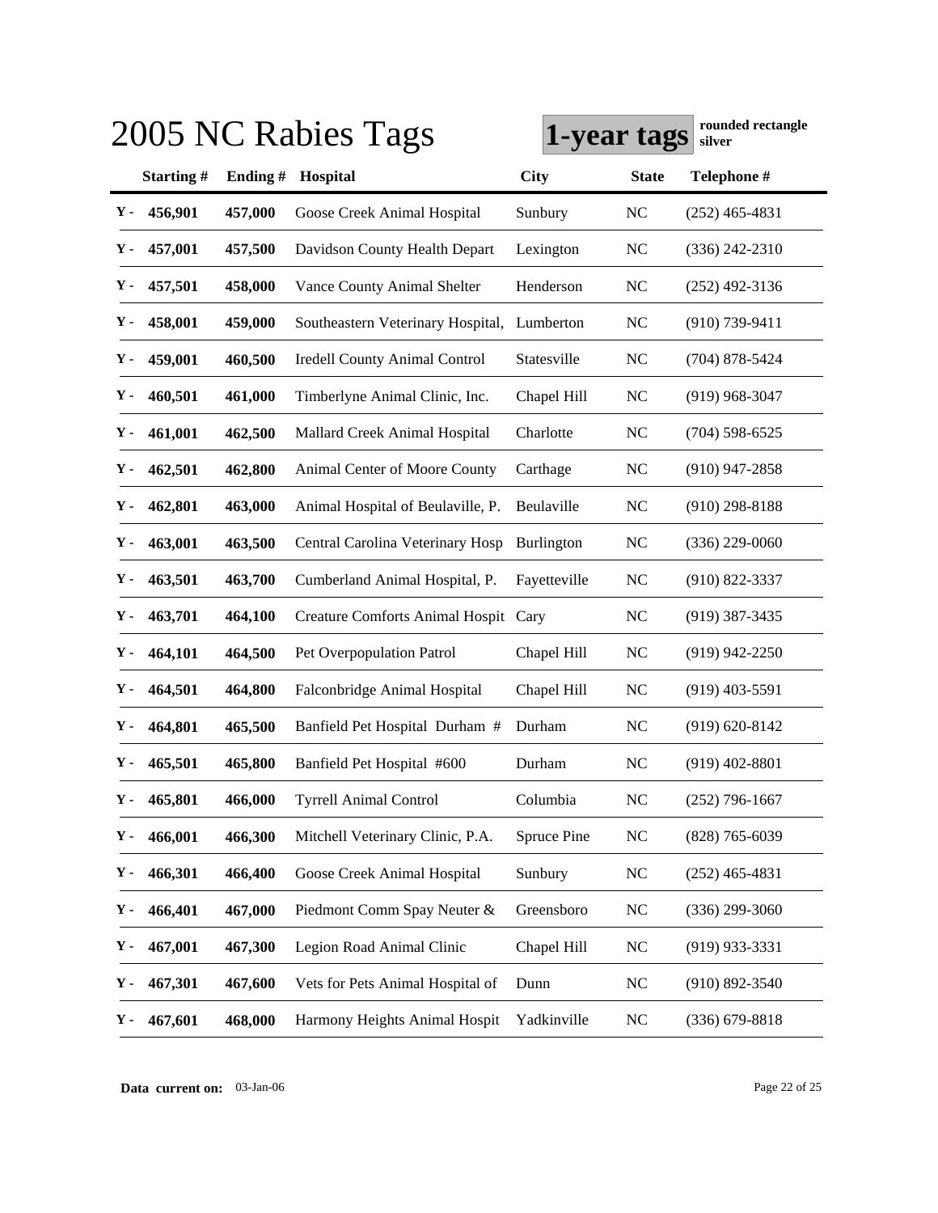# 2005 NC Rabies Tags

**1-year tags** **rounded rectangle silver**

| | Starting # | Ending # | Hospital | City | State | Telephone # |
|---|---|---|---|---|---|---|
| Y - | 456,901 | 457,000 | Goose Creek Animal Hospital | Sunbury | NC | (252) 465-4831 |
| Y - | 457,001 | 457,500 | Davidson County Health Depart | Lexington | NC | (336) 242-2310 |
| Y - | 457,501 | 458,000 | Vance County Animal Shelter | Henderson | NC | (252) 492-3136 |
| Y - | 458,001 | 459,000 | Southeastern Veterinary Hospital, | Lumberton | NC | (910) 739-9411 |
| Y - | 459,001 | 460,500 | Iredell County Animal Control | Statesville | NC | (704) 878-5424 |
| Y - | 460,501 | 461,000 | Timberlyne Animal Clinic, Inc. | Chapel Hill | NC | (919) 968-3047 |
| Y - | 461,001 | 462,500 | Mallard Creek Animal Hospital | Charlotte | NC | (704) 598-6525 |
| Y - | 462,501 | 462,800 | Animal Center of Moore County | Carthage | NC | (910) 947-2858 |
| Y - | 462,801 | 463,000 | Animal Hospital of Beulaville, P. | Beulaville | NC | (910) 298-8188 |
| Y - | 463,001 | 463,500 | Central Carolina Veterinary Hosp | Burlington | NC | (336) 229-0060 |
| Y - | 463,501 | 463,700 | Cumberland Animal Hospital, P. | Fayetteville | NC | (910) 822-3337 |
| Y - | 463,701 | 464,100 | Creature Comforts Animal Hospit | Cary | NC | (919) 387-3435 |
| Y - | 464,101 | 464,500 | Pet Overpopulation Patrol | Chapel Hill | NC | (919) 942-2250 |
| Y - | 464,501 | 464,800 | Falconbridge Animal Hospital | Chapel Hill | NC | (919) 403-5591 |
| Y - | 464,801 | 465,500 | Banfield Pet Hospital Durham # | Durham | NC | (919) 620-8142 |
| Y - | 465,501 | 465,800 | Banfield Pet Hospital #600 | Durham | NC | (919) 402-8801 |
| Y - | 465,801 | 466,000 | Tyrrell Animal Control | Columbia | NC | (252) 796-1667 |
| Y - | 466,001 | 466,300 | Mitchell Veterinary Clinic, P.A. | Spruce Pine | NC | (828) 765-6039 |
| Y - | 466,301 | 466,400 | Goose Creek Animal Hospital | Sunbury | NC | (252) 465-4831 |
| Y - | 466,401 | 467,000 | Piedmont Comm Spay Neuter & | Greensboro | NC | (336) 299-3060 |
| Y - | 467,001 | 467,300 | Legion Road Animal Clinic | Chapel Hill | NC | (919) 933-3331 |
| Y - | 467,301 | 467,600 | Vets for Pets Animal Hospital of | Dunn | NC | (910) 892-3540 |
| Y - | 467,601 | 468,000 | Harmony Heights Animal Hospit | Yadkinville | NC | (336) 679-8818 |

**Data current on:** 03-Jan-06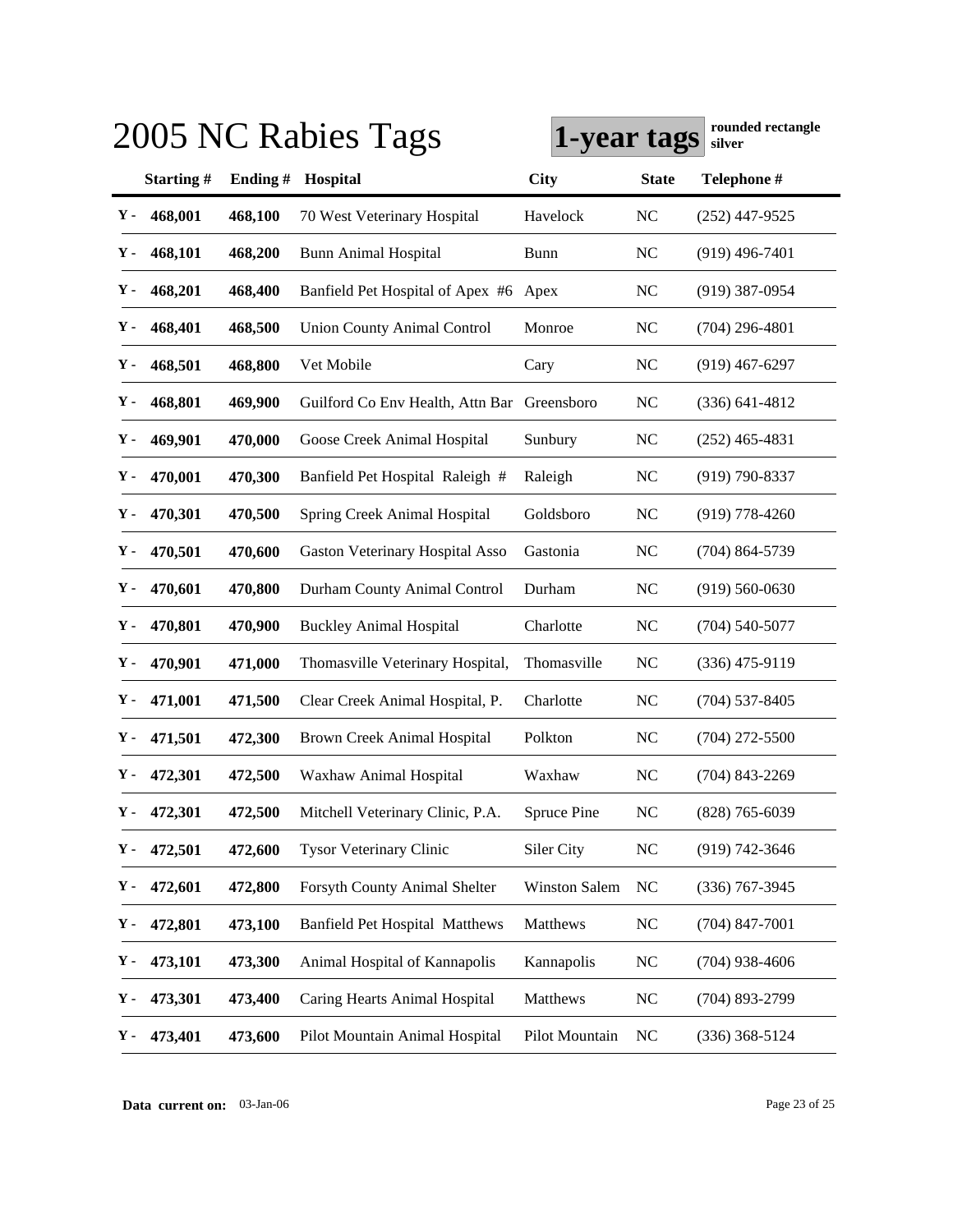# 2005 NC Rabies Tags

**1-year tags** **rounded rectangle silver**

| | Starting # | Ending # | Hospital | City | State | Telephone # |
|---|---|---|---|---|---|---|
| Y - | 468,001 | 468,100 | 70 West Veterinary Hospital | Havelock | NC | (252) 447-9525 |
| Y - | 468,101 | 468,200 | Bunn Animal Hospital | Bunn | NC | (919) 496-7401 |
| Y - | 468,201 | 468,400 | Banfield Pet Hospital of Apex #6 | Apex | NC | (919) 387-0954 |
| Y - | 468,401 | 468,500 | Union County Animal Control | Monroe | NC | (704) 296-4801 |
| Y - | 468,501 | 468,800 | Vet Mobile | Cary | NC | (919) 467-6297 |
| Y - | 468,801 | 469,900 | Guilford Co Env Health, Attn Bar | Greensboro | NC | (336) 641-4812 |
| Y - | 469,901 | 470,000 | Goose Creek Animal Hospital | Sunbury | NC | (252) 465-4831 |
| Y - | 470,001 | 470,300 | Banfield Pet Hospital Raleigh # | Raleigh | NC | (919) 790-8337 |
| Y - | 470,301 | 470,500 | Spring Creek Animal Hospital | Goldsboro | NC | (919) 778-4260 |
| Y - | 470,501 | 470,600 | Gaston Veterinary Hospital Asso | Gastonia | NC | (704) 864-5739 |
| Y - | 470,601 | 470,800 | Durham County Animal Control | Durham | NC | (919) 560-0630 |
| Y - | 470,801 | 470,900 | Buckley Animal Hospital | Charlotte | NC | (704) 540-5077 |
| Y - | 470,901 | 471,000 | Thomasville Veterinary Hospital, | Thomasville | NC | (336) 475-9119 |
| Y - | 471,001 | 471,500 | Clear Creek Animal Hospital, P. | Charlotte | NC | (704) 537-8405 |
| Y - | 471,501 | 472,300 | Brown Creek Animal Hospital | Polkton | NC | (704) 272-5500 |
| Y - | 472,301 | 472,500 | Waxhaw Animal Hospital | Waxhaw | NC | (704) 843-2269 |
| Y - | 472,301 | 472,500 | Mitchell Veterinary Clinic, P.A. | Spruce Pine | NC | (828) 765-6039 |
| Y - | 472,501 | 472,600 | Tysor Veterinary Clinic | Siler City | NC | (919) 742-3646 |
| Y - | 472,601 | 472,800 | Forsyth County Animal Shelter | Winston Salem | NC | (336) 767-3945 |
| Y - | 472,801 | 473,100 | Banfield Pet Hospital Matthews | Matthews | NC | (704) 847-7001 |
| Y - | 473,101 | 473,300 | Animal Hospital of Kannapolis | Kannapolis | NC | (704) 938-4606 |
| Y - | 473,301 | 473,400 | Caring Hearts Animal Hospital | Matthews | NC | (704) 893-2799 |
| Y - | 473,401 | 473,600 | Pilot Mountain Animal Hospital | Pilot Mountain | NC | (336) 368-5124 |

**Data current on:** 03-Jan-06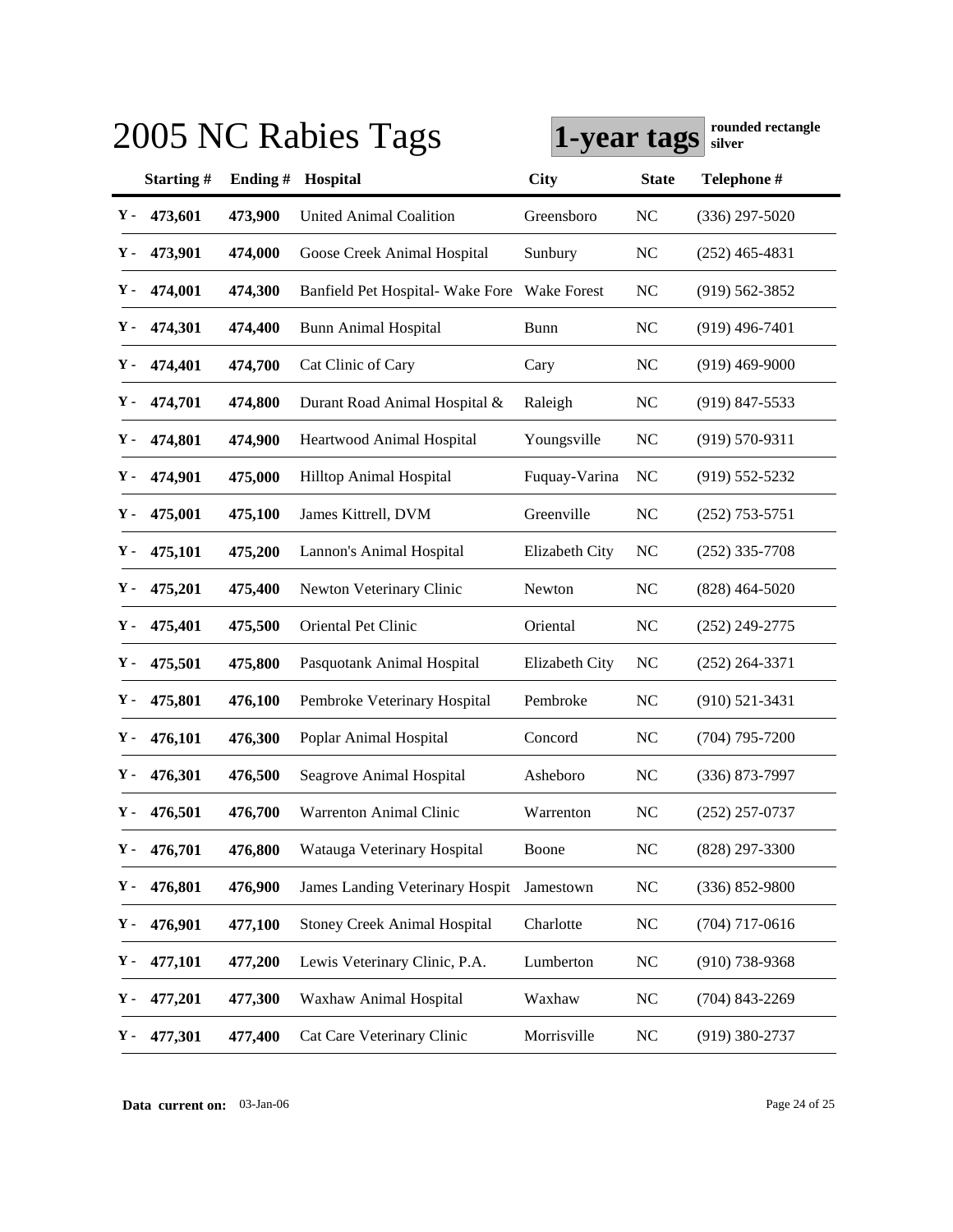# 2005 NC Rabies Tags

**1-year tags** **rounded rectangle silver**

| | Starting # | Ending # | Hospital | City | State | Telephone # |
|---|---|---|---|---|---|---|
| Y - | 473,601 | 473,900 | United Animal Coalition | Greensboro | NC | (336) 297-5020 |
| Y - | 473,901 | 474,000 | Goose Creek Animal Hospital | Sunbury | NC | (252) 465-4831 |
| Y - | 474,001 | 474,300 | Banfield Pet Hospital- Wake Fore | Wake Forest | NC | (919) 562-3852 |
| Y - | 474,301 | 474,400 | Bunn Animal Hospital | Bunn | NC | (919) 496-7401 |
| Y - | 474,401 | 474,700 | Cat Clinic of Cary | Cary | NC | (919) 469-9000 |
| Y - | 474,701 | 474,800 | Durant Road Animal Hospital & | Raleigh | NC | (919) 847-5533 |
| Y - | 474,801 | 474,900 | Heartwood Animal Hospital | Youngsville | NC | (919) 570-9311 |
| Y - | 474,901 | 475,000 | Hilltop Animal Hospital | Fuquay-Varina | NC | (919) 552-5232 |
| Y - | 475,001 | 475,100 | James Kittrell, DVM | Greenville | NC | (252) 753-5751 |
| Y - | 475,101 | 475,200 | Lannon's Animal Hospital | Elizabeth City | NC | (252) 335-7708 |
| Y - | 475,201 | 475,400 | Newton Veterinary Clinic | Newton | NC | (828) 464-5020 |
| Y - | 475,401 | 475,500 | Oriental Pet Clinic | Oriental | NC | (252) 249-2775 |
| Y - | 475,501 | 475,800 | Pasquotank Animal Hospital | Elizabeth City | NC | (252) 264-3371 |
| Y - | 475,801 | 476,100 | Pembroke Veterinary Hospital | Pembroke | NC | (910) 521-3431 |
| Y - | 476,101 | 476,300 | Poplar Animal Hospital | Concord | NC | (704) 795-7200 |
| Y - | 476,301 | 476,500 | Seagrove Animal Hospital | Asheboro | NC | (336) 873-7997 |
| Y - | 476,501 | 476,700 | Warrenton Animal Clinic | Warrenton | NC | (252) 257-0737 |
| Y - | 476,701 | 476,800 | Watauga Veterinary Hospital | Boone | NC | (828) 297-3300 |
| Y - | 476,801 | 476,900 | James Landing Veterinary Hospit | Jamestown | NC | (336) 852-9800 |
| Y - | 476,901 | 477,100 | Stoney Creek Animal Hospital | Charlotte | NC | (704) 717-0616 |
| Y - | 477,101 | 477,200 | Lewis Veterinary Clinic, P.A. | Lumberton | NC | (910) 738-9368 |
| Y - | 477,201 | 477,300 | Waxhaw Animal Hospital | Waxhaw | NC | (704) 843-2269 |
| Y - | 477,301 | 477,400 | Cat Care Veterinary Clinic | Morrisville | NC | (919) 380-2737 |

**Data current on:** 03-Jan-06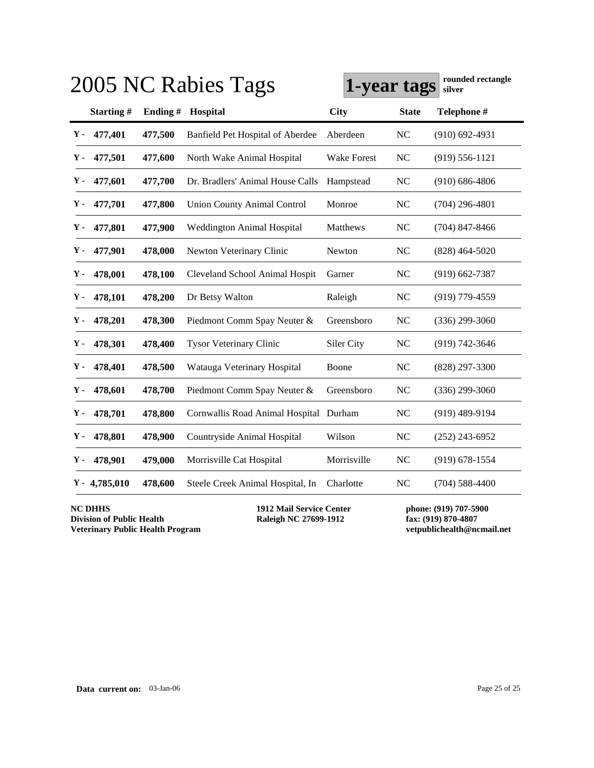# 2005 NC Rabies Tags

**1-year tags** **rounded rectangle silver**

| | Starting # | Ending # | Hospital | City | State | Telephone # |
|---|---|---|---|---|---|---|
| Y - | 477,401 | 477,500 | Banfield Pet Hospital of Aberdee | Aberdeen | NC | (910) 692-4931 |
| Y - | 477,501 | 477,600 | North Wake Animal Hospital | Wake Forest | NC | (919) 556-1121 |
| Y - | 477,601 | 477,700 | Dr. Bradlers' Animal House Calls | Hampstead | NC | (910) 686-4806 |
| Y - | 477,701 | 477,800 | Union County Animal Control | Monroe | NC | (704) 296-4801 |
| Y - | 477,801 | 477,900 | Weddington Animal Hospital | Matthews | NC | (704) 847-8466 |
| Y - | 477,901 | 478,000 | Newton Veterinary Clinic | Newton | NC | (828) 464-5020 |
| Y - | 478,001 | 478,100 | Cleveland School Animal Hospit | Garner | NC | (919) 662-7387 |
| Y - | 478,101 | 478,200 | Dr Betsy Walton | Raleigh | NC | (919) 779-4559 |
| Y - | 478,201 | 478,300 | Piedmont Comm Spay Neuter & | Greensboro | NC | (336) 299-3060 |
| Y - | 478,301 | 478,400 | Tysor Veterinary Clinic | Siler City | NC | (919) 742-3646 |
| Y - | 478,401 | 478,500 | Watauga Veterinary Hospital | Boone | NC | (828) 297-3300 |
| Y - | 478,601 | 478,700 | Piedmont Comm Spay Neuter & | Greensboro | NC | (336) 299-3060 |
| Y - | 478,701 | 478,800 | Cornwallis Road Animal Hospital | Durham | NC | (919) 489-9194 |
| Y - | 478,801 | 478,900 | Countryside Animal Hospital | Wilson | NC | (252) 243-6952 |
| Y - | 478,901 | 479,000 | Morrisville Cat Hospital | Morrisville | NC | (919) 678-1554 |
| Y - | 4,785,010 | 478,600 | Steele Creek Animal Hospital, In | Charlotte | NC | (704) 588-4400 |

**NC DHHS**
**Division of Public Health**
**Veterinary Public Health Program**

**1912 Mail Service Center**
**Raleigh NC 27699-1912**

**phone: (919) 707-5900**
**fax: (919) 870-4807**
**vetpublichealth@ncmail.net**

**Data current on:** 03-Jan-06